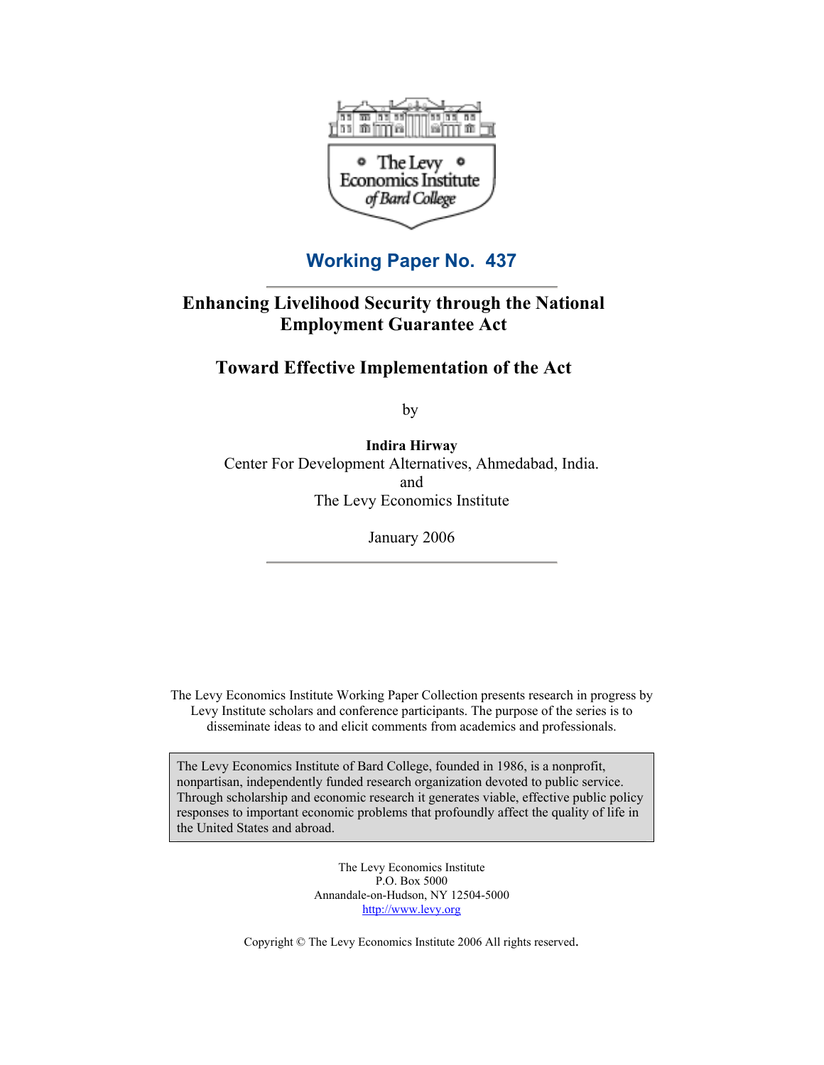The Levy Economics Institute of Bard College

## Working Paper No. 437

# Enhancing Livelihood Security through the National Employment Guarantee Act

## Toward Effective Implementation of the Act

by

**Indira Hirway**
Center For Development Alternatives, Ahmedabad, India.
and
The Levy Economics Institute

January 2006

The Levy Economics Institute Working Paper Collection presents research in progress by Levy Institute scholars and conference participants. The purpose of the series is to disseminate ideas to and elicit comments from academics and professionals.

The Levy Economics Institute of Bard College, founded in 1986, is a nonprofit, nonpartisan, independently funded research organization devoted to public service. Through scholarship and economic research it generates viable, effective public policy responses to important economic problems that profoundly affect the quality of life in the United States and abroad.

The Levy Economics Institute
P.O. Box 5000
Annandale-on-Hudson, NY 12504-5000
http://www.levy.org

Copyright © The Levy Economics Institute 2006 All rights reserved.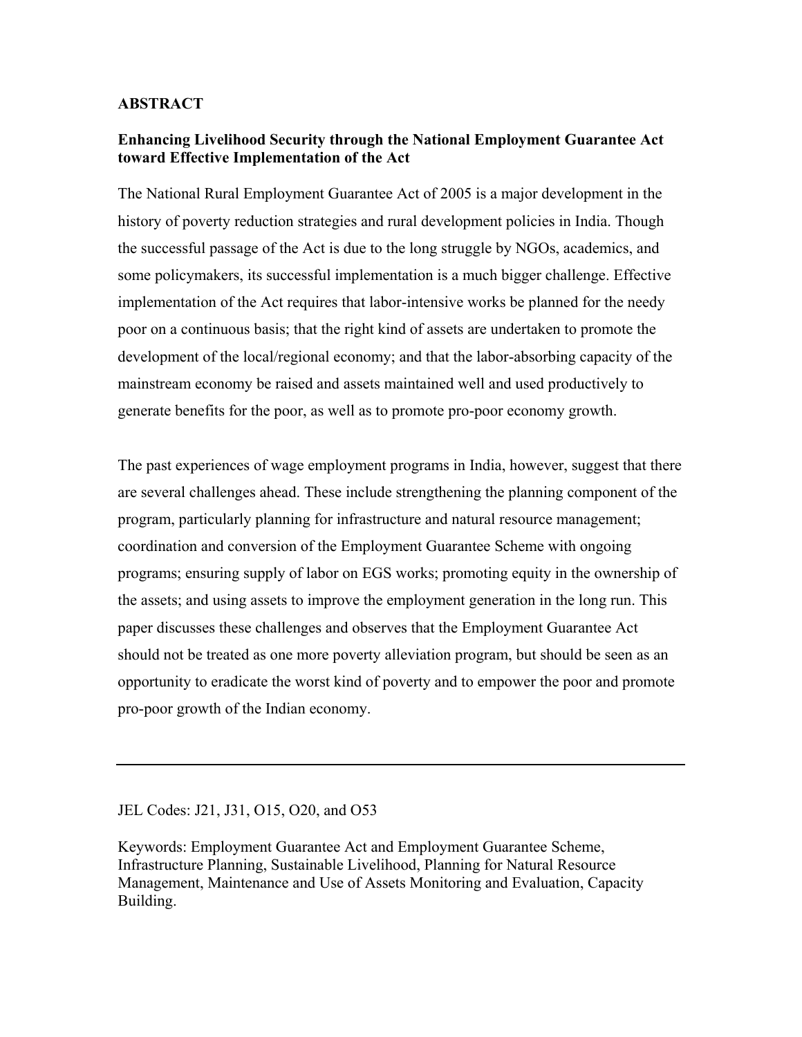## ABSTRACT

### Enhancing Livelihood Security through the National Employment Guarantee Act toward Effective Implementation of the Act

The National Rural Employment Guarantee Act of 2005 is a major development in the history of poverty reduction strategies and rural development policies in India. Though the successful passage of the Act is due to the long struggle by NGOs, academics, and some policymakers, its successful implementation is a much bigger challenge. Effective implementation of the Act requires that labor-intensive works be planned for the needy poor on a continuous basis; that the right kind of assets are undertaken to promote the development of the local/regional economy; and that the labor-absorbing capacity of the mainstream economy be raised and assets maintained well and used productively to generate benefits for the poor, as well as to promote pro-poor economy growth.

The past experiences of wage employment programs in India, however, suggest that there are several challenges ahead. These include strengthening the planning component of the program, particularly planning for infrastructure and natural resource management; coordination and conversion of the Employment Guarantee Scheme with ongoing programs; ensuring supply of labor on EGS works; promoting equity in the ownership of the assets; and using assets to improve the employment generation in the long run. This paper discusses these challenges and observes that the Employment Guarantee Act should not be treated as one more poverty alleviation program, but should be seen as an opportunity to eradicate the worst kind of poverty and to empower the poor and promote pro-poor growth of the Indian economy.

---

JEL Codes: J21, J31, O15, O20, and O53

Keywords: Employment Guarantee Act and Employment Guarantee Scheme, Infrastructure Planning, Sustainable Livelihood, Planning for Natural Resource Management, Maintenance and Use of Assets Monitoring and Evaluation, Capacity Building.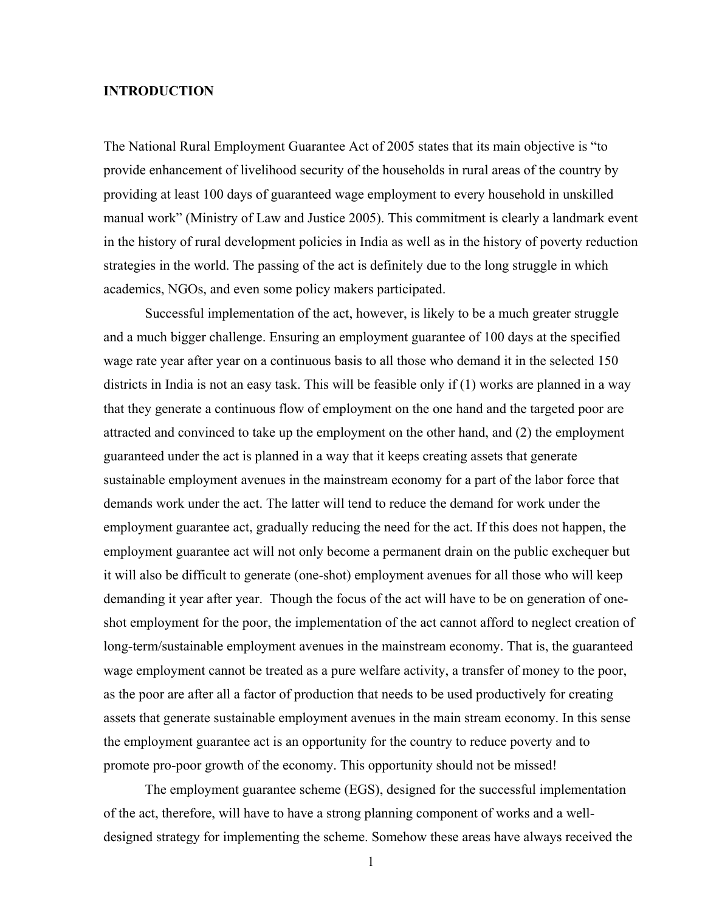## INTRODUCTION

The National Rural Employment Guarantee Act of 2005 states that its main objective is "to provide enhancement of livelihood security of the households in rural areas of the country by providing at least 100 days of guaranteed wage employment to every household in unskilled manual work" (Ministry of Law and Justice 2005). This commitment is clearly a landmark event in the history of rural development policies in India as well as in the history of poverty reduction strategies in the world. The passing of the act is definitely due to the long struggle in which academics, NGOs, and even some policy makers participated.

Successful implementation of the act, however, is likely to be a much greater struggle and a much bigger challenge. Ensuring an employment guarantee of 100 days at the specified wage rate year after year on a continuous basis to all those who demand it in the selected 150 districts in India is not an easy task. This will be feasible only if (1) works are planned in a way that they generate a continuous flow of employment on the one hand and the targeted poor are attracted and convinced to take up the employment on the other hand, and (2) the employment guaranteed under the act is planned in a way that it keeps creating assets that generate sustainable employment avenues in the mainstream economy for a part of the labor force that demands work under the act. The latter will tend to reduce the demand for work under the employment guarantee act, gradually reducing the need for the act. If this does not happen, the employment guarantee act will not only become a permanent drain on the public exchequer but it will also be difficult to generate (one-shot) employment avenues for all those who will keep demanding it year after year. Though the focus of the act will have to be on generation of one-shot employment for the poor, the implementation of the act cannot afford to neglect creation of long-term/sustainable employment avenues in the mainstream economy. That is, the guaranteed wage employment cannot be treated as a pure welfare activity, a transfer of money to the poor, as the poor are after all a factor of production that needs to be used productively for creating assets that generate sustainable employment avenues in the main stream economy. In this sense the employment guarantee act is an opportunity for the country to reduce poverty and to promote pro-poor growth of the economy. This opportunity should not be missed!

The employment guarantee scheme (EGS), designed for the successful implementation of the act, therefore, will have to have a strong planning component of works and a well-designed strategy for implementing the scheme. Somehow these areas have always received the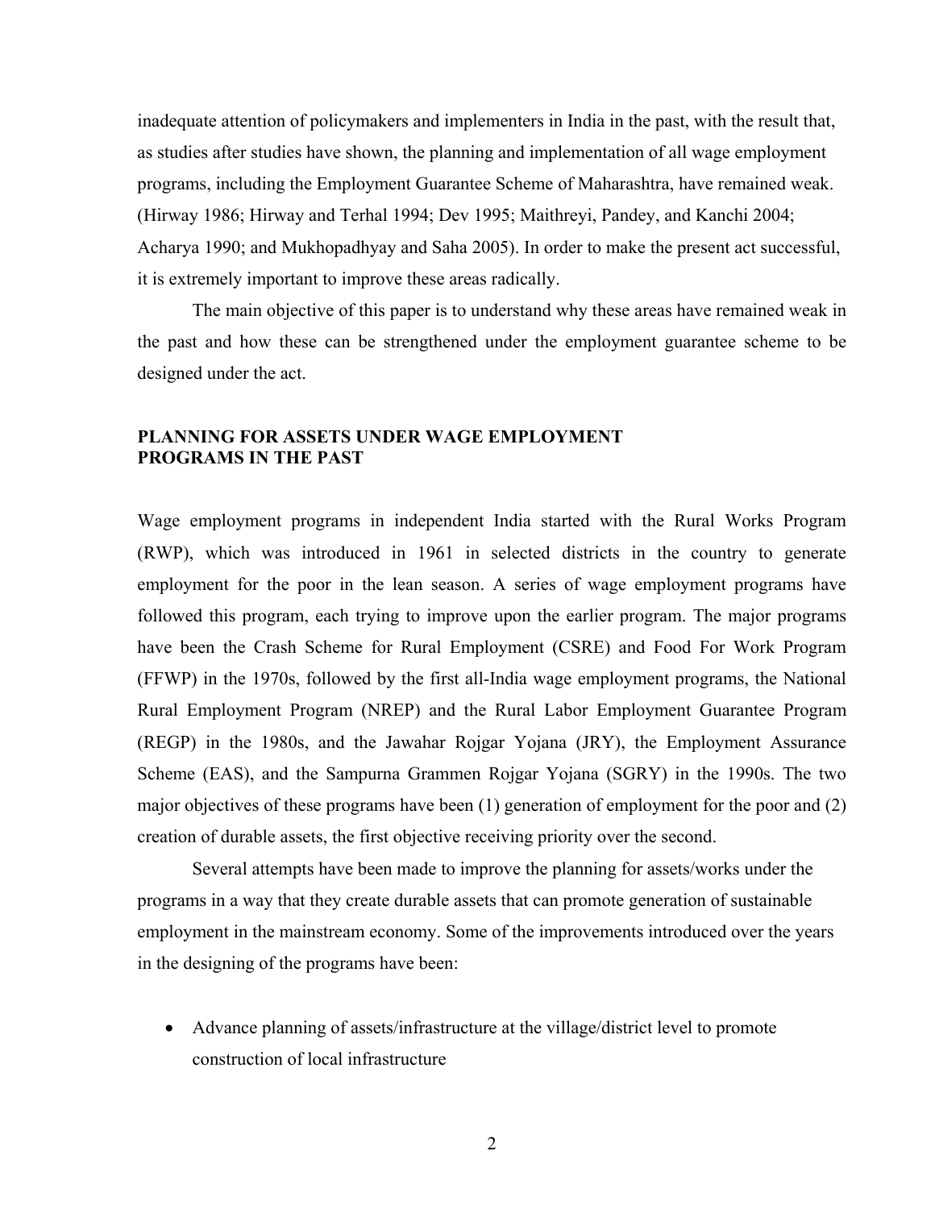inadequate attention of policymakers and implementers in India in the past, with the result that, as studies after studies have shown, the planning and implementation of all wage employment programs, including the Employment Guarantee Scheme of Maharashtra, have remained weak. (Hirway 1986; Hirway and Terhal 1994; Dev 1995; Maithreyi, Pandey, and Kanchi 2004; Acharya 1990; and Mukhopadhyay and Saha 2005). In order to make the present act successful, it is extremely important to improve these areas radically.

The main objective of this paper is to understand why these areas have remained weak in the past and how these can be strengthened under the employment guarantee scheme to be designed under the act.

## PLANNING FOR ASSETS UNDER WAGE EMPLOYMENT PROGRAMS IN THE PAST

Wage employment programs in independent India started with the Rural Works Program (RWP), which was introduced in 1961 in selected districts in the country to generate employment for the poor in the lean season. A series of wage employment programs have followed this program, each trying to improve upon the earlier program. The major programs have been the Crash Scheme for Rural Employment (CSRE) and Food For Work Program (FFWP) in the 1970s, followed by the first all-India wage employment programs, the National Rural Employment Program (NREP) and the Rural Labor Employment Guarantee Program (REGP) in the 1980s, and the Jawahar Rojgar Yojana (JRY), the Employment Assurance Scheme (EAS), and the Sampurna Grammen Rojgar Yojana (SGRY) in the 1990s. The two major objectives of these programs have been (1) generation of employment for the poor and (2) creation of durable assets, the first objective receiving priority over the second.

Several attempts have been made to improve the planning for assets/works under the programs in a way that they create durable assets that can promote generation of sustainable employment in the mainstream economy. Some of the improvements introduced over the years in the designing of the programs have been:

- Advance planning of assets/infrastructure at the village/district level to promote construction of local infrastructure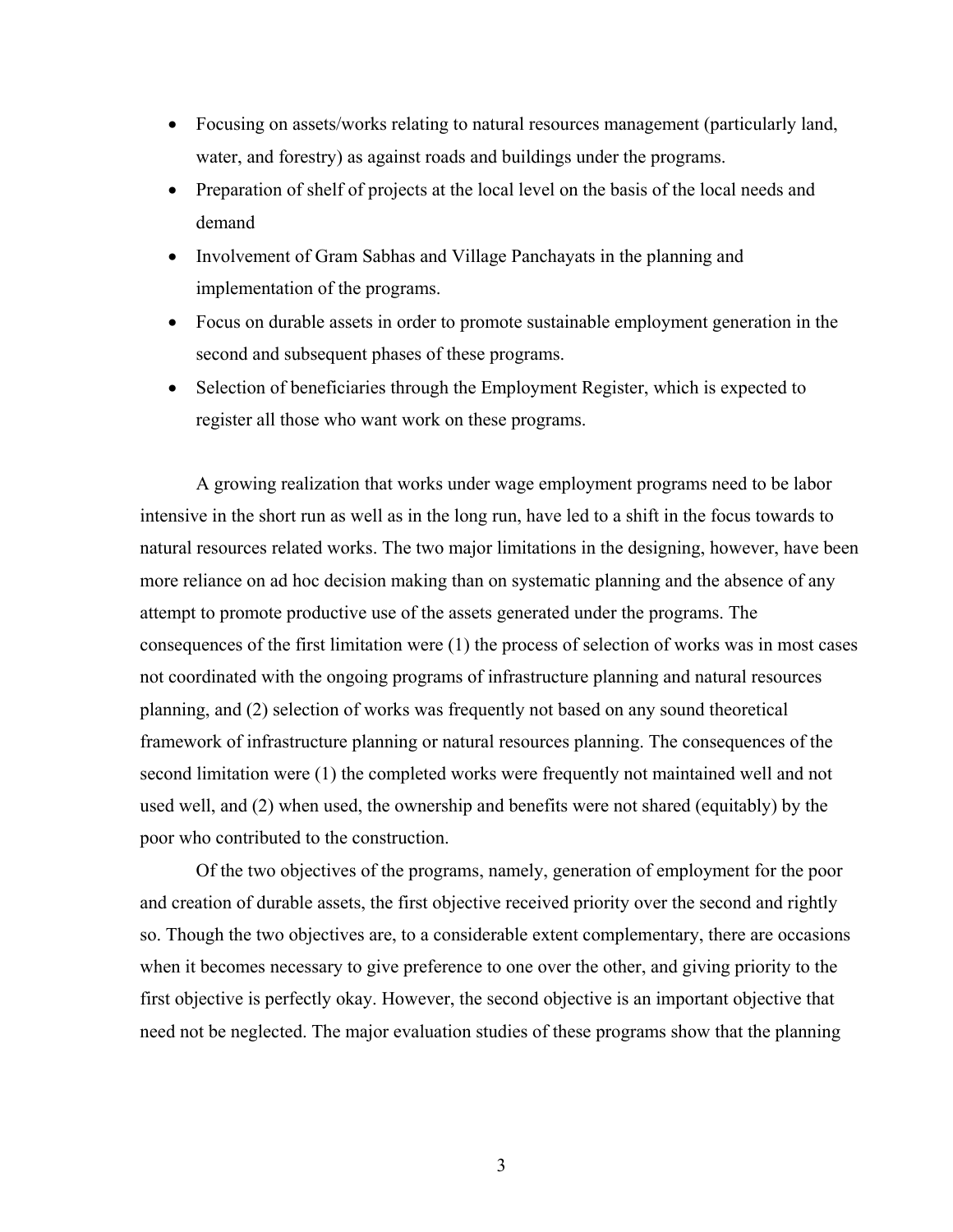- Focusing on assets/works relating to natural resources management (particularly land, water, and forestry) as against roads and buildings under the programs.
- Preparation of shelf of projects at the local level on the basis of the local needs and demand
- Involvement of Gram Sabhas and Village Panchayats in the planning and implementation of the programs.
- Focus on durable assets in order to promote sustainable employment generation in the second and subsequent phases of these programs.
- Selection of beneficiaries through the Employment Register, which is expected to register all those who want work on these programs.

A growing realization that works under wage employment programs need to be labor intensive in the short run as well as in the long run, have led to a shift in the focus towards to natural resources related works. The two major limitations in the designing, however, have been more reliance on ad hoc decision making than on systematic planning and the absence of any attempt to promote productive use of the assets generated under the programs. The consequences of the first limitation were (1) the process of selection of works was in most cases not coordinated with the ongoing programs of infrastructure planning and natural resources planning, and (2) selection of works was frequently not based on any sound theoretical framework of infrastructure planning or natural resources planning. The consequences of the second limitation were (1) the completed works were frequently not maintained well and not used well, and (2) when used, the ownership and benefits were not shared (equitably) by the poor who contributed to the construction.

Of the two objectives of the programs, namely, generation of employment for the poor and creation of durable assets, the first objective received priority over the second and rightly so. Though the two objectives are, to a considerable extent complementary, there are occasions when it becomes necessary to give preference to one over the other, and giving priority to the first objective is perfectly okay. However, the second objective is an important objective that need not be neglected. The major evaluation studies of these programs show that the planning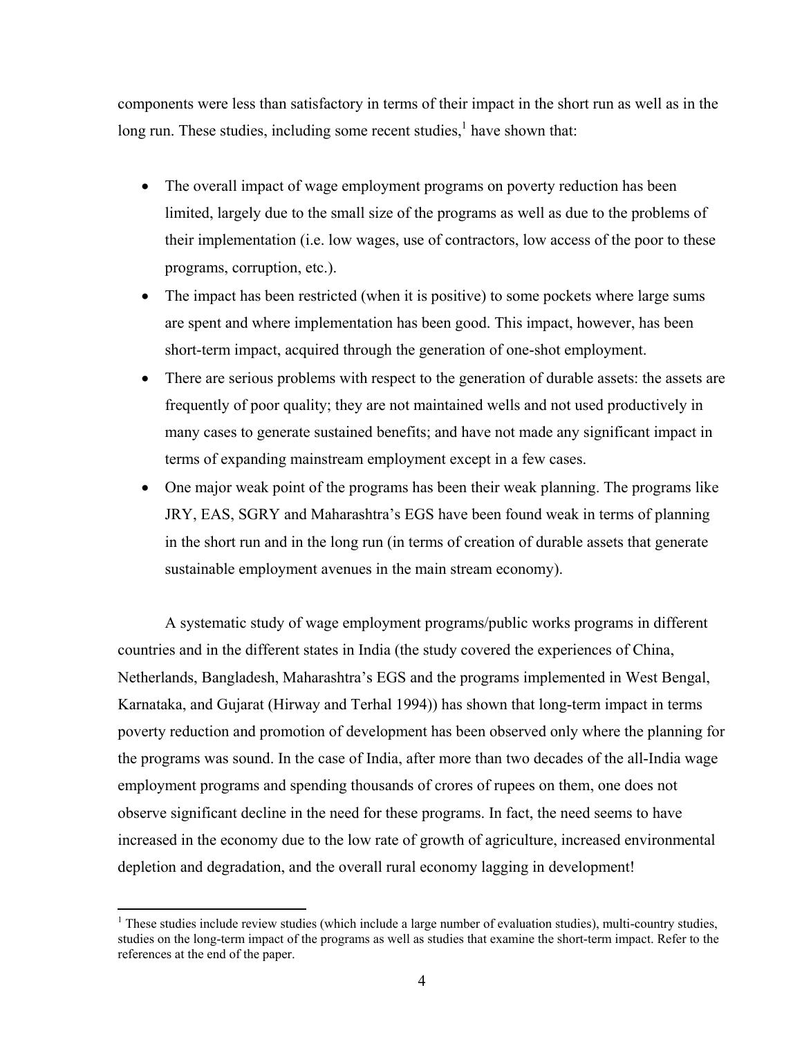components were less than satisfactory in terms of their impact in the short run as well as in the long run. These studies, including some recent studies,[1] have shown that:

- The overall impact of wage employment programs on poverty reduction has been limited, largely due to the small size of the programs as well as due to the problems of their implementation (i.e. low wages, use of contractors, low access of the poor to these programs, corruption, etc.).
- The impact has been restricted (when it is positive) to some pockets where large sums are spent and where implementation has been good. This impact, however, has been short-term impact, acquired through the generation of one-shot employment.
- There are serious problems with respect to the generation of durable assets: the assets are frequently of poor quality; they are not maintained wells and not used productively in many cases to generate sustained benefits; and have not made any significant impact in terms of expanding mainstream employment except in a few cases.
- One major weak point of the programs has been their weak planning. The programs like JRY, EAS, SGRY and Maharashtra's EGS have been found weak in terms of planning in the short run and in the long run (in terms of creation of durable assets that generate sustainable employment avenues in the main stream economy).

A systematic study of wage employment programs/public works programs in different countries and in the different states in India (the study covered the experiences of China, Netherlands, Bangladesh, Maharashtra's EGS and the programs implemented in West Bengal, Karnataka, and Gujarat (Hirway and Terhal 1994)) has shown that long-term impact in terms poverty reduction and promotion of development has been observed only where the planning for the programs was sound. In the case of India, after more than two decades of the all-India wage employment programs and spending thousands of crores of rupees on them, one does not observe significant decline in the need for these programs. In fact, the need seems to have increased in the economy due to the low rate of growth of agriculture, increased environmental depletion and degradation, and the overall rural economy lagging in development!

[1] These studies include review studies (which include a large number of evaluation studies), multi-country studies, studies on the long-term impact of the programs as well as studies that examine the short-term impact. Refer to the references at the end of the paper.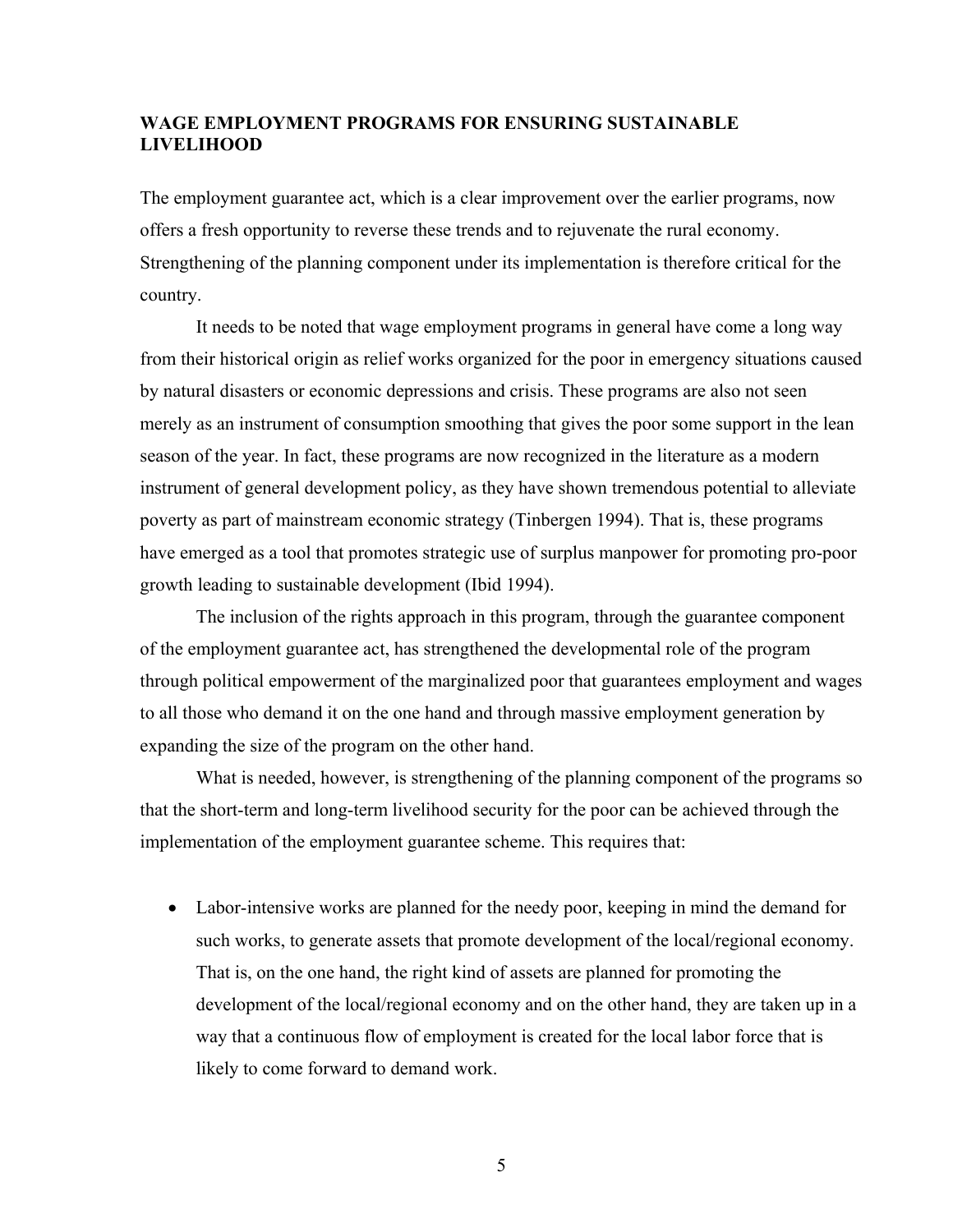## WAGE EMPLOYMENT PROGRAMS FOR ENSURING SUSTAINABLE LIVELIHOOD

The employment guarantee act, which is a clear improvement over the earlier programs, now offers a fresh opportunity to reverse these trends and to rejuvenate the rural economy. Strengthening of the planning component under its implementation is therefore critical for the country.

It needs to be noted that wage employment programs in general have come a long way from their historical origin as relief works organized for the poor in emergency situations caused by natural disasters or economic depressions and crisis. These programs are also not seen merely as an instrument of consumption smoothing that gives the poor some support in the lean season of the year. In fact, these programs are now recognized in the literature as a modern instrument of general development policy, as they have shown tremendous potential to alleviate poverty as part of mainstream economic strategy (Tinbergen 1994). That is, these programs have emerged as a tool that promotes strategic use of surplus manpower for promoting pro-poor growth leading to sustainable development (Ibid 1994).

The inclusion of the rights approach in this program, through the guarantee component of the employment guarantee act, has strengthened the developmental role of the program through political empowerment of the marginalized poor that guarantees employment and wages to all those who demand it on the one hand and through massive employment generation by expanding the size of the program on the other hand.

What is needed, however, is strengthening of the planning component of the programs so that the short-term and long-term livelihood security for the poor can be achieved through the implementation of the employment guarantee scheme. This requires that:

- Labor-intensive works are planned for the needy poor, keeping in mind the demand for such works, to generate assets that promote development of the local/regional economy. That is, on the one hand, the right kind of assets are planned for promoting the development of the local/regional economy and on the other hand, they are taken up in a way that a continuous flow of employment is created for the local labor force that is likely to come forward to demand work.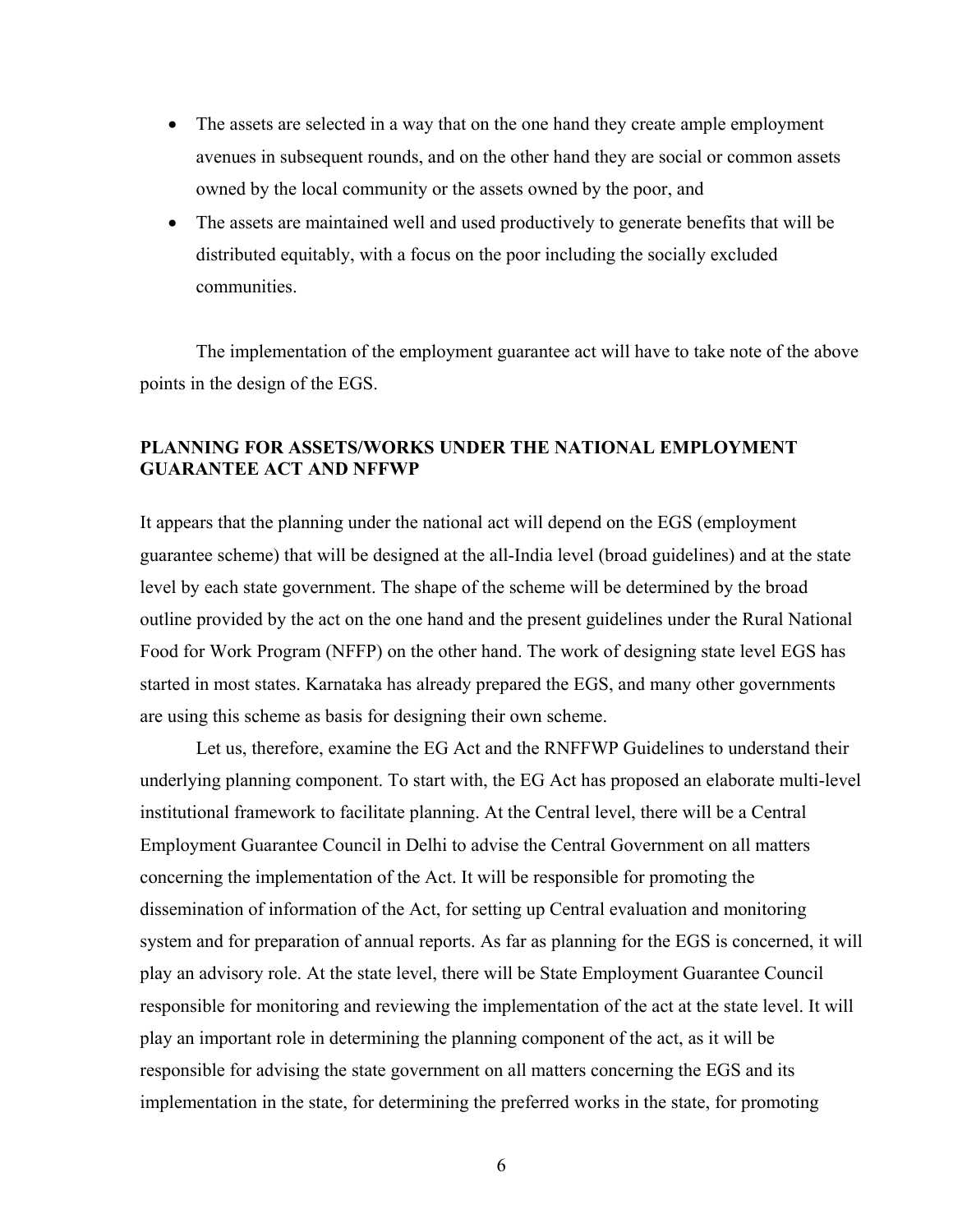- The assets are selected in a way that on the one hand they create ample employment avenues in subsequent rounds, and on the other hand they are social or common assets owned by the local community or the assets owned by the poor, and
- The assets are maintained well and used productively to generate benefits that will be distributed equitably, with a focus on the poor including the socially excluded communities.

The implementation of the employment guarantee act will have to take note of the above points in the design of the EGS.

## PLANNING FOR ASSETS/WORKS UNDER THE NATIONAL EMPLOYMENT GUARANTEE ACT AND NFFWP

It appears that the planning under the national act will depend on the EGS (employment guarantee scheme) that will be designed at the all-India level (broad guidelines) and at the state level by each state government. The shape of the scheme will be determined by the broad outline provided by the act on the one hand and the present guidelines under the Rural National Food for Work Program (NFFP) on the other hand. The work of designing state level EGS has started in most states. Karnataka has already prepared the EGS, and many other governments are using this scheme as basis for designing their own scheme.

Let us, therefore, examine the EG Act and the RNFFWP Guidelines to understand their underlying planning component. To start with, the EG Act has proposed an elaborate multi-level institutional framework to facilitate planning. At the Central level, there will be a Central Employment Guarantee Council in Delhi to advise the Central Government on all matters concerning the implementation of the Act. It will be responsible for promoting the dissemination of information of the Act, for setting up Central evaluation and monitoring system and for preparation of annual reports. As far as planning for the EGS is concerned, it will play an advisory role. At the state level, there will be State Employment Guarantee Council responsible for monitoring and reviewing the implementation of the act at the state level. It will play an important role in determining the planning component of the act, as it will be responsible for advising the state government on all matters concerning the EGS and its implementation in the state, for determining the preferred works in the state, for promoting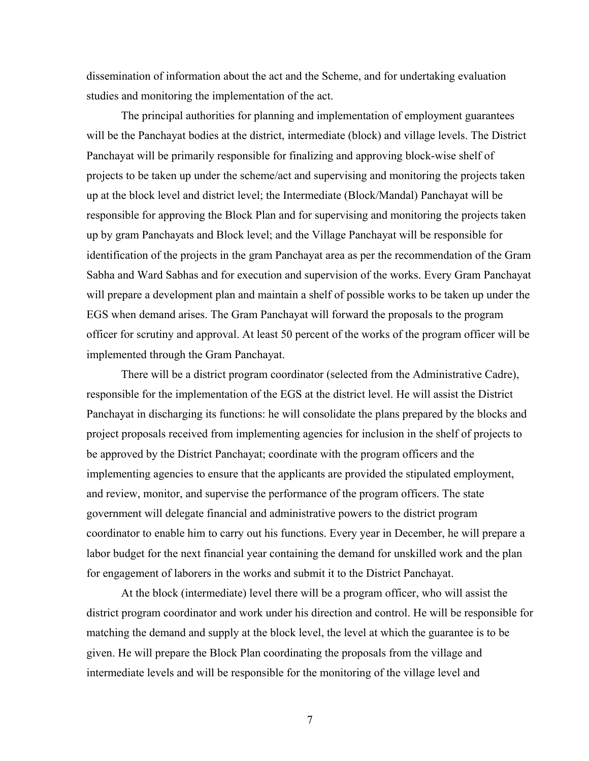dissemination of information about the act and the Scheme, and for undertaking evaluation studies and monitoring the implementation of the act.

The principal authorities for planning and implementation of employment guarantees will be the Panchayat bodies at the district, intermediate (block) and village levels. The District Panchayat will be primarily responsible for finalizing and approving block-wise shelf of projects to be taken up under the scheme/act and supervising and monitoring the projects taken up at the block level and district level; the Intermediate (Block/Mandal) Panchayat will be responsible for approving the Block Plan and for supervising and monitoring the projects taken up by gram Panchayats and Block level; and the Village Panchayat will be responsible for identification of the projects in the gram Panchayat area as per the recommendation of the Gram Sabha and Ward Sabhas and for execution and supervision of the works. Every Gram Panchayat will prepare a development plan and maintain a shelf of possible works to be taken up under the EGS when demand arises. The Gram Panchayat will forward the proposals to the program officer for scrutiny and approval. At least 50 percent of the works of the program officer will be implemented through the Gram Panchayat.

There will be a district program coordinator (selected from the Administrative Cadre), responsible for the implementation of the EGS at the district level. He will assist the District Panchayat in discharging its functions: he will consolidate the plans prepared by the blocks and project proposals received from implementing agencies for inclusion in the shelf of projects to be approved by the District Panchayat; coordinate with the program officers and the implementing agencies to ensure that the applicants are provided the stipulated employment, and review, monitor, and supervise the performance of the program officers. The state government will delegate financial and administrative powers to the district program coordinator to enable him to carry out his functions. Every year in December, he will prepare a labor budget for the next financial year containing the demand for unskilled work and the plan for engagement of laborers in the works and submit it to the District Panchayat.

At the block (intermediate) level there will be a program officer, who will assist the district program coordinator and work under his direction and control. He will be responsible for matching the demand and supply at the block level, the level at which the guarantee is to be given. He will prepare the Block Plan coordinating the proposals from the village and intermediate levels and will be responsible for the monitoring of the village level and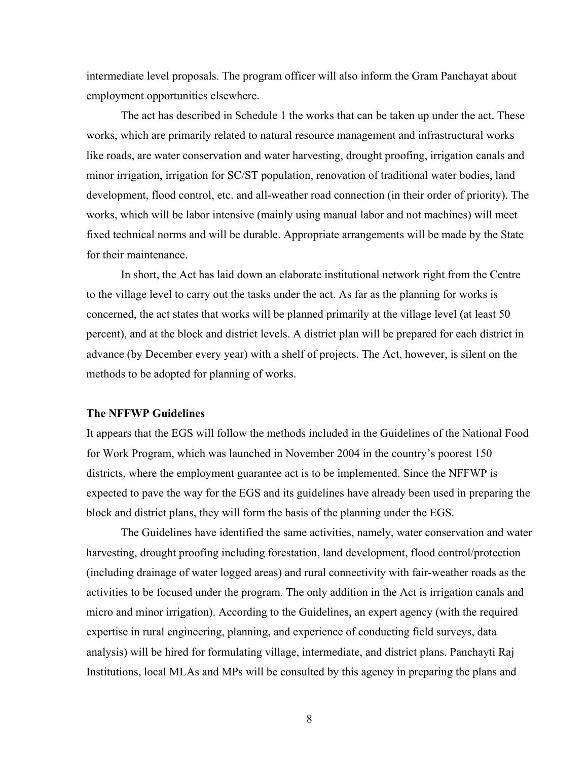intermediate level proposals. The program officer will also inform the Gram Panchayat about employment opportunities elsewhere.

The act has described in Schedule 1 the works that can be taken up under the act. These works, which are primarily related to natural resource management and infrastructural works like roads, are water conservation and water harvesting, drought proofing, irrigation canals and minor irrigation, irrigation for SC/ST population, renovation of traditional water bodies, land development, flood control, etc. and all-weather road connection (in their order of priority). The works, which will be labor intensive (mainly using manual labor and not machines) will meet fixed technical norms and will be durable. Appropriate arrangements will be made by the State for their maintenance.

In short, the Act has laid down an elaborate institutional network right from the Centre to the village level to carry out the tasks under the act. As far as the planning for works is concerned, the act states that works will be planned primarily at the village level (at least 50 percent), and at the block and district levels. A district plan will be prepared for each district in advance (by December every year) with a shelf of projects. The Act, however, is silent on the methods to be adopted for planning of works.

### The NFFWP Guidelines

It appears that the EGS will follow the methods included in the Guidelines of the National Food for Work Program, which was launched in November 2004 in the country's poorest 150 districts, where the employment guarantee act is to be implemented. Since the NFFWP is expected to pave the way for the EGS and its guidelines have already been used in preparing the block and district plans, they will form the basis of the planning under the EGS.

The Guidelines have identified the same activities, namely, water conservation and water harvesting, drought proofing including forestation, land development, flood control/protection (including drainage of water logged areas) and rural connectivity with fair-weather roads as the activities to be focused under the program. The only addition in the Act is irrigation canals and micro and minor irrigation). According to the Guidelines, an expert agency (with the required expertise in rural engineering, planning, and experience of conducting field surveys, data analysis) will be hired for formulating village, intermediate, and district plans. Panchayti Raj Institutions, local MLAs and MPs will be consulted by this agency in preparing the plans and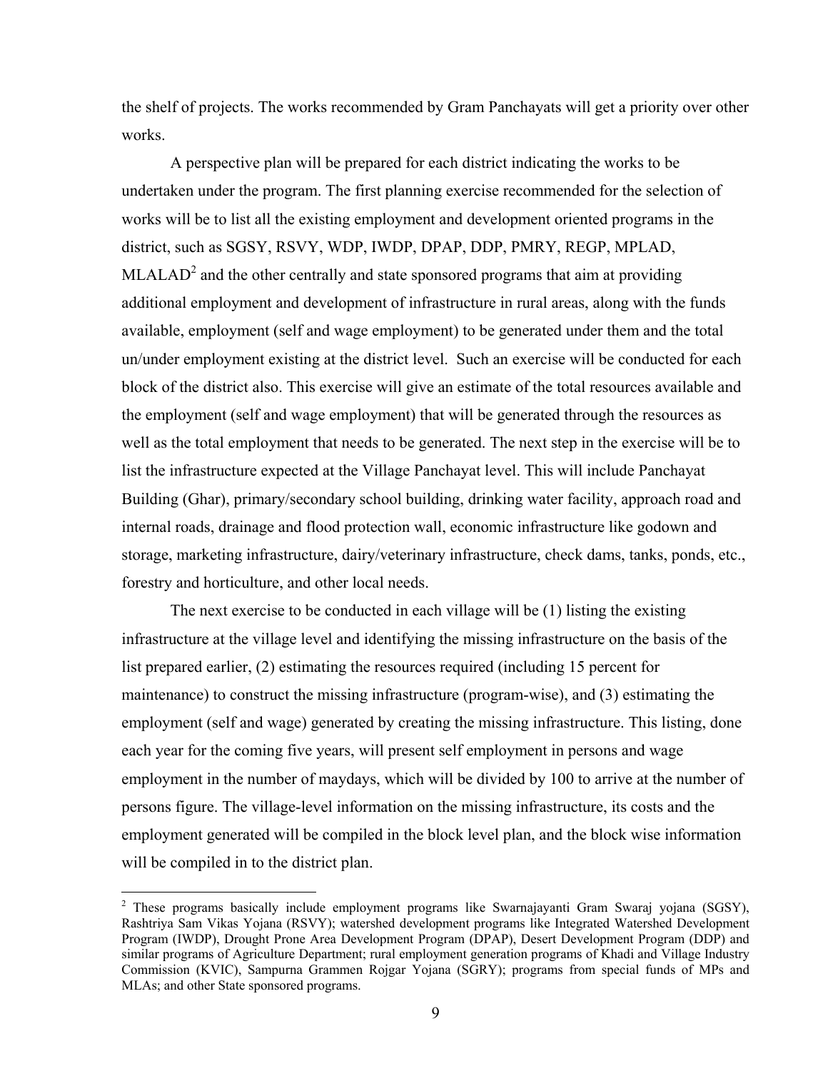the shelf of projects. The works recommended by Gram Panchayats will get a priority over other works.

A perspective plan will be prepared for each district indicating the works to be undertaken under the program. The first planning exercise recommended for the selection of works will be to list all the existing employment and development oriented programs in the district, such as SGSY, RSVY, WDP, IWDP, DPAP, DDP, PMRY, REGP, MPLAD, MLALAD[2] and the other centrally and state sponsored programs that aim at providing additional employment and development of infrastructure in rural areas, along with the funds available, employment (self and wage employment) to be generated under them and the total un/under employment existing at the district level. Such an exercise will be conducted for each block of the district also. This exercise will give an estimate of the total resources available and the employment (self and wage employment) that will be generated through the resources as well as the total employment that needs to be generated. The next step in the exercise will be to list the infrastructure expected at the Village Panchayat level. This will include Panchayat Building (Ghar), primary/secondary school building, drinking water facility, approach road and internal roads, drainage and flood protection wall, economic infrastructure like godown and storage, marketing infrastructure, dairy/veterinary infrastructure, check dams, tanks, ponds, etc., forestry and horticulture, and other local needs.

The next exercise to be conducted in each village will be (1) listing the existing infrastructure at the village level and identifying the missing infrastructure on the basis of the list prepared earlier, (2) estimating the resources required (including 15 percent for maintenance) to construct the missing infrastructure (program-wise), and (3) estimating the employment (self and wage) generated by creating the missing infrastructure. This listing, done each year for the coming five years, will present self employment in persons and wage employment in the number of maydays, which will be divided by 100 to arrive at the number of persons figure. The village-level information on the missing infrastructure, its costs and the employment generated will be compiled in the block level plan, and the block wise information will be compiled in to the district plan.

---

[2] These programs basically include employment programs like Swarnajayanti Gram Swaraj yojana (SGSY), Rashtriya Sam Vikas Yojana (RSVY); watershed development programs like Integrated Watershed Development Program (IWDP), Drought Prone Area Development Program (DPAP), Desert Development Program (DDP) and similar programs of Agriculture Department; rural employment generation programs of Khadi and Village Industry Commission (KVIC), Sampurna Grammen Rojgar Yojana (SGRY); programs from special funds of MPs and MLAs; and other State sponsored programs.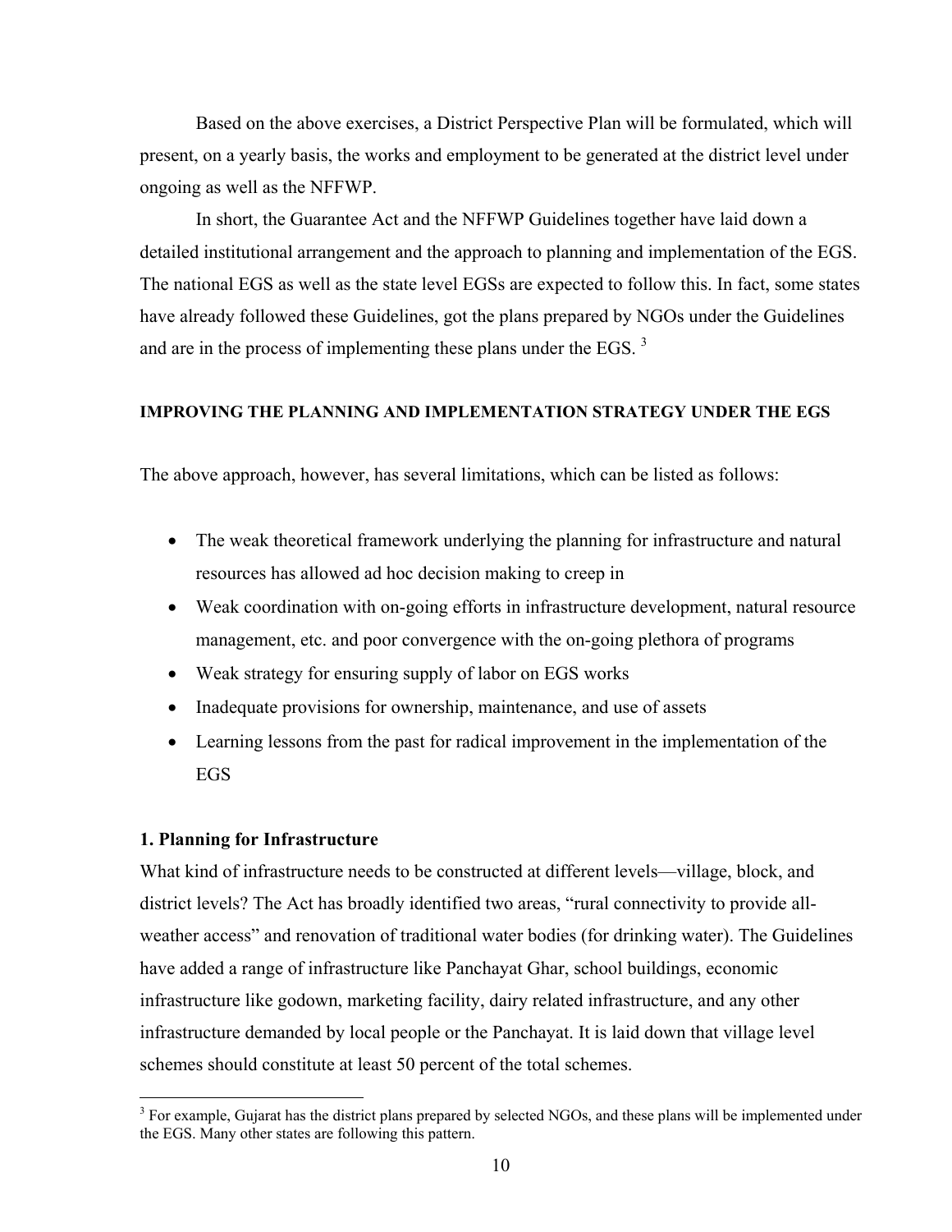Based on the above exercises, a District Perspective Plan will be formulated, which will present, on a yearly basis, the works and employment to be generated at the district level under ongoing as well as the NFFWP.

In short, the Guarantee Act and the NFFWP Guidelines together have laid down a detailed institutional arrangement and the approach to planning and implementation of the EGS. The national EGS as well as the state level EGSs are expected to follow this. In fact, some states have already followed these Guidelines, got the plans prepared by NGOs under the Guidelines and are in the process of implementing these plans under the EGS. [3]

## IMPROVING THE PLANNING AND IMPLEMENTATION STRATEGY UNDER THE EGS

The above approach, however, has several limitations, which can be listed as follows:

- The weak theoretical framework underlying the planning for infrastructure and natural resources has allowed ad hoc decision making to creep in
- Weak coordination with on-going efforts in infrastructure development, natural resource management, etc. and poor convergence with the on-going plethora of programs
- Weak strategy for ensuring supply of labor on EGS works
- Inadequate provisions for ownership, maintenance, and use of assets
- Learning lessons from the past for radical improvement in the implementation of the EGS

### 1. Planning for Infrastructure

What kind of infrastructure needs to be constructed at different levels—village, block, and district levels? The Act has broadly identified two areas, "rural connectivity to provide all-weather access" and renovation of traditional water bodies (for drinking water). The Guidelines have added a range of infrastructure like Panchayat Ghar, school buildings, economic infrastructure like godown, marketing facility, dairy related infrastructure, and any other infrastructure demanded by local people or the Panchayat. It is laid down that village level schemes should constitute at least 50 percent of the total schemes.

[3] For example, Gujarat has the district plans prepared by selected NGOs, and these plans will be implemented under the EGS. Many other states are following this pattern.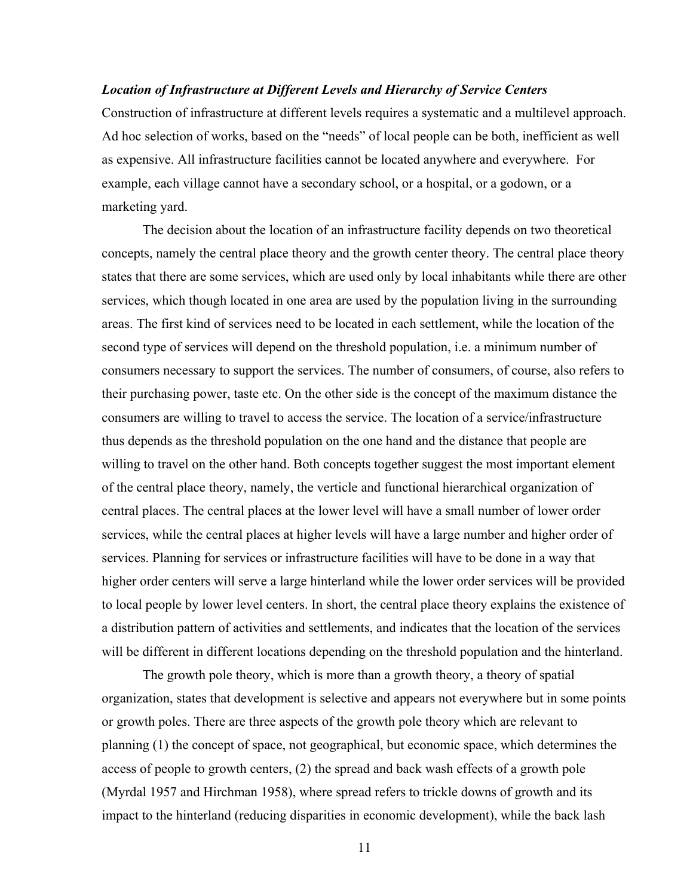***Location of Infrastructure at Different Levels and Hierarchy of Service Centers***

Construction of infrastructure at different levels requires a systematic and a multilevel approach. Ad hoc selection of works, based on the "needs" of local people can be both, inefficient as well as expensive. All infrastructure facilities cannot be located anywhere and everywhere. For example, each village cannot have a secondary school, or a hospital, or a godown, or a marketing yard.

The decision about the location of an infrastructure facility depends on two theoretical concepts, namely the central place theory and the growth center theory. The central place theory states that there are some services, which are used only by local inhabitants while there are other services, which though located in one area are used by the population living in the surrounding areas. The first kind of services need to be located in each settlement, while the location of the second type of services will depend on the threshold population, i.e. a minimum number of consumers necessary to support the services. The number of consumers, of course, also refers to their purchasing power, taste etc. On the other side is the concept of the maximum distance the consumers are willing to travel to access the service. The location of a service/infrastructure thus depends as the threshold population on the one hand and the distance that people are willing to travel on the other hand. Both concepts together suggest the most important element of the central place theory, namely, the verticle and functional hierarchical organization of central places. The central places at the lower level will have a small number of lower order services, while the central places at higher levels will have a large number and higher order of services. Planning for services or infrastructure facilities will have to be done in a way that higher order centers will serve a large hinterland while the lower order services will be provided to local people by lower level centers. In short, the central place theory explains the existence of a distribution pattern of activities and settlements, and indicates that the location of the services will be different in different locations depending on the threshold population and the hinterland.

The growth pole theory, which is more than a growth theory, a theory of spatial organization, states that development is selective and appears not everywhere but in some points or growth poles. There are three aspects of the growth pole theory which are relevant to planning (1) the concept of space, not geographical, but economic space, which determines the access of people to growth centers, (2) the spread and back wash effects of a growth pole (Myrdal 1957 and Hirchman 1958), where spread refers to trickle downs of growth and its impact to the hinterland (reducing disparities in economic development), while the back lash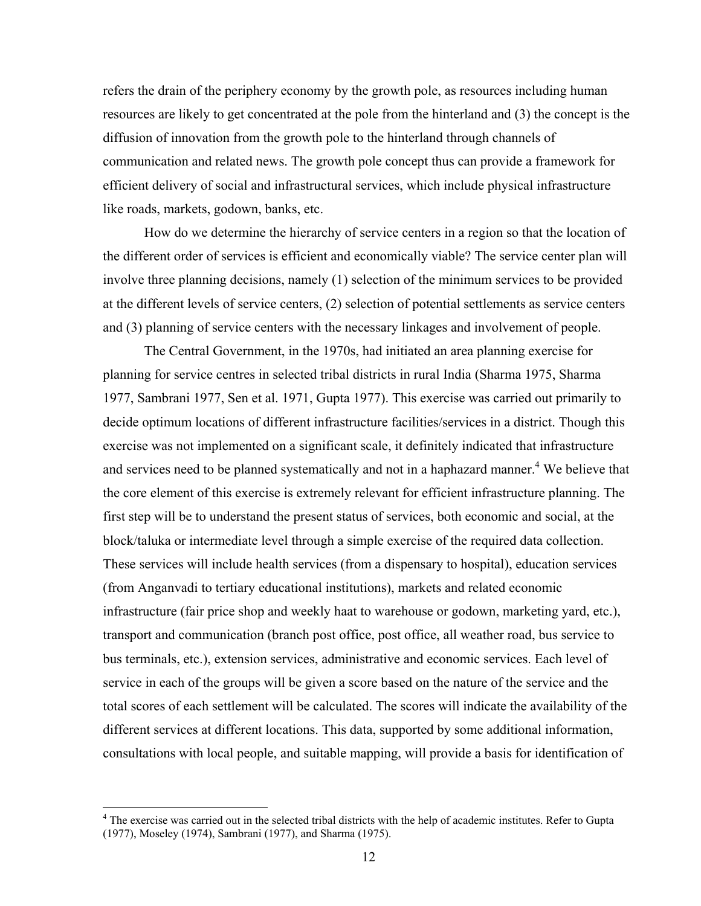refers the drain of the periphery economy by the growth pole, as resources including human resources are likely to get concentrated at the pole from the hinterland and (3) the concept is the diffusion of innovation from the growth pole to the hinterland through channels of communication and related news. The growth pole concept thus can provide a framework for efficient delivery of social and infrastructural services, which include physical infrastructure like roads, markets, godown, banks, etc.

How do we determine the hierarchy of service centers in a region so that the location of the different order of services is efficient and economically viable? The service center plan will involve three planning decisions, namely (1) selection of the minimum services to be provided at the different levels of service centers, (2) selection of potential settlements as service centers and (3) planning of service centers with the necessary linkages and involvement of people.

The Central Government, in the 1970s, had initiated an area planning exercise for planning for service centres in selected tribal districts in rural India (Sharma 1975, Sharma 1977, Sambrani 1977, Sen et al. 1971, Gupta 1977). This exercise was carried out primarily to decide optimum locations of different infrastructure facilities/services in a district. Though this exercise was not implemented on a significant scale, it definitely indicated that infrastructure and services need to be planned systematically and not in a haphazard manner.[4] We believe that the core element of this exercise is extremely relevant for efficient infrastructure planning. The first step will be to understand the present status of services, both economic and social, at the block/taluka or intermediate level through a simple exercise of the required data collection. These services will include health services (from a dispensary to hospital), education services (from Anganvadi to tertiary educational institutions), markets and related economic infrastructure (fair price shop and weekly haat to warehouse or godown, marketing yard, etc.), transport and communication (branch post office, post office, all weather road, bus service to bus terminals, etc.), extension services, administrative and economic services. Each level of service in each of the groups will be given a score based on the nature of the service and the total scores of each settlement will be calculated. The scores will indicate the availability of the different services at different locations. This data, supported by some additional information, consultations with local people, and suitable mapping, will provide a basis for identification of

[4] The exercise was carried out in the selected tribal districts with the help of academic institutes. Refer to Gupta (1977), Moseley (1974), Sambrani (1977), and Sharma (1975).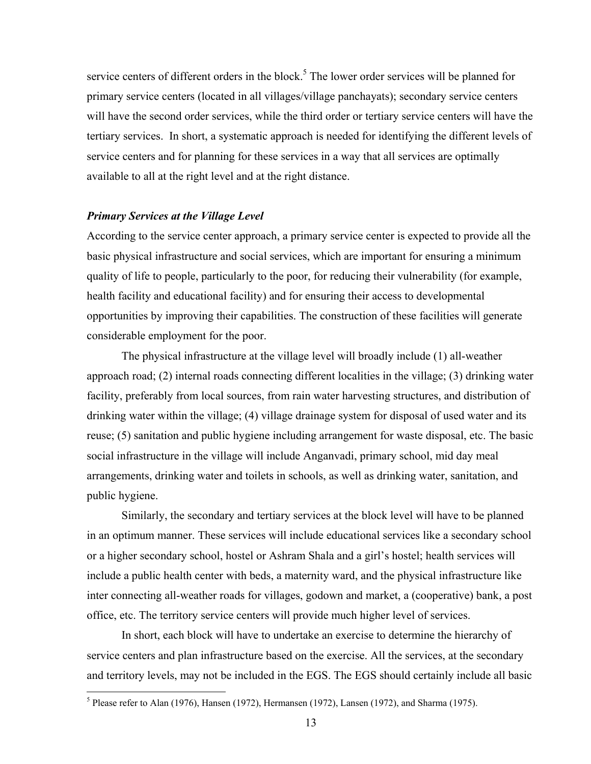service centers of different orders in the block.[5] The lower order services will be planned for primary service centers (located in all villages/village panchayats); secondary service centers will have the second order services, while the third order or tertiary service centers will have the tertiary services. In short, a systematic approach is needed for identifying the different levels of service centers and for planning for these services in a way that all services are optimally available to all at the right level and at the right distance.

***Primary Services at the Village Level***

According to the service center approach, a primary service center is expected to provide all the basic physical infrastructure and social services, which are important for ensuring a minimum quality of life to people, particularly to the poor, for reducing their vulnerability (for example, health facility and educational facility) and for ensuring their access to developmental opportunities by improving their capabilities. The construction of these facilities will generate considerable employment for the poor.

The physical infrastructure at the village level will broadly include (1) all-weather approach road; (2) internal roads connecting different localities in the village; (3) drinking water facility, preferably from local sources, from rain water harvesting structures, and distribution of drinking water within the village; (4) village drainage system for disposal of used water and its reuse; (5) sanitation and public hygiene including arrangement for waste disposal, etc. The basic social infrastructure in the village will include Anganvadi, primary school, mid day meal arrangements, drinking water and toilets in schools, as well as drinking water, sanitation, and public hygiene.

Similarly, the secondary and tertiary services at the block level will have to be planned in an optimum manner. These services will include educational services like a secondary school or a higher secondary school, hostel or Ashram Shala and a girl's hostel; health services will include a public health center with beds, a maternity ward, and the physical infrastructure like inter connecting all-weather roads for villages, godown and market, a (cooperative) bank, a post office, etc. The territory service centers will provide much higher level of services.

In short, each block will have to undertake an exercise to determine the hierarchy of service centers and plan infrastructure based on the exercise. All the services, at the secondary and territory levels, may not be included in the EGS. The EGS should certainly include all basic

[5] Please refer to Alan (1976), Hansen (1972), Hermansen (1972), Lansen (1972), and Sharma (1975).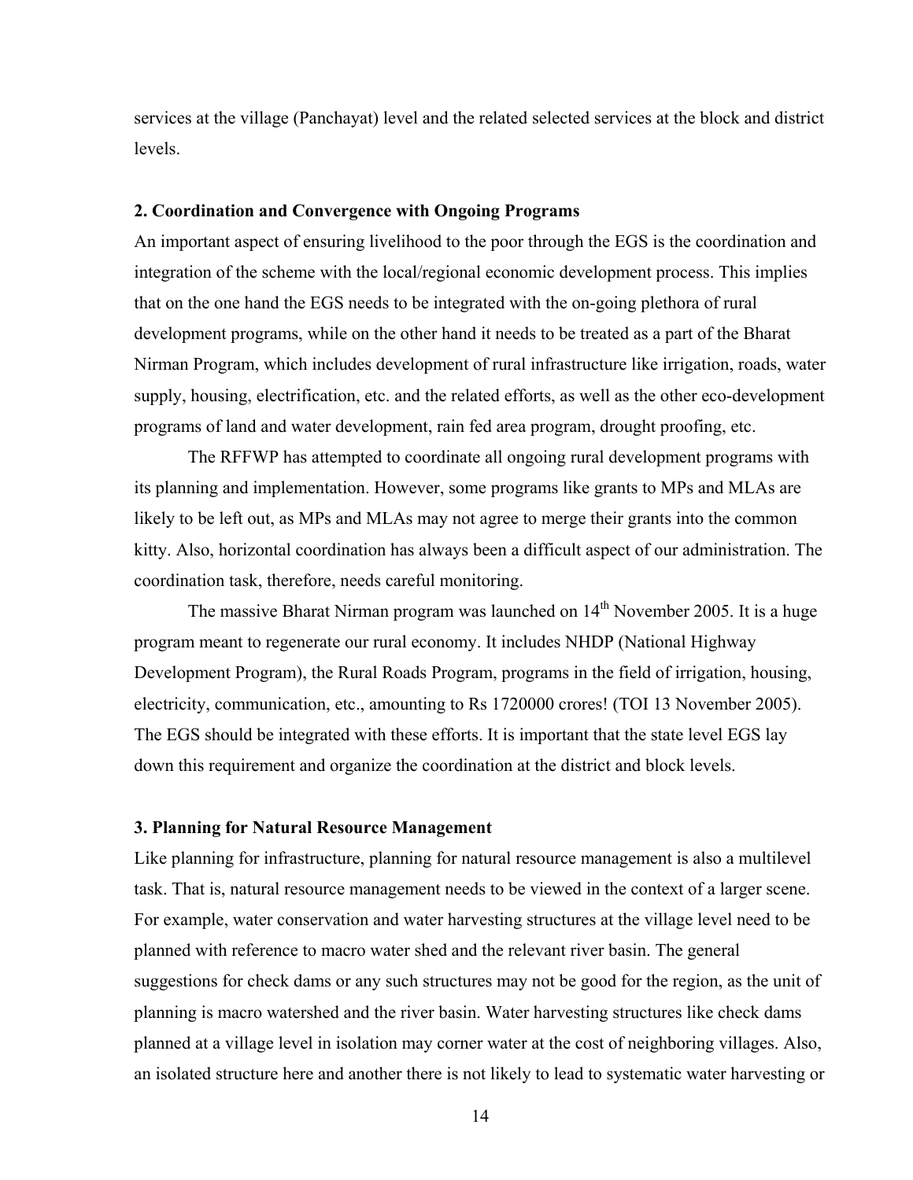services at the village (Panchayat) level and the related selected services at the block and district levels.

**2. Coordination and Convergence with Ongoing Programs**

An important aspect of ensuring livelihood to the poor through the EGS is the coordination and integration of the scheme with the local/regional economic development process. This implies that on the one hand the EGS needs to be integrated with the on-going plethora of rural development programs, while on the other hand it needs to be treated as a part of the Bharat Nirman Program, which includes development of rural infrastructure like irrigation, roads, water supply, housing, electrification, etc. and the related efforts, as well as the other eco-development programs of land and water development, rain fed area program, drought proofing, etc.

The RFFWP has attempted to coordinate all ongoing rural development programs with its planning and implementation. However, some programs like grants to MPs and MLAs are likely to be left out, as MPs and MLAs may not agree to merge their grants into the common kitty. Also, horizontal coordination has always been a difficult aspect of our administration. The coordination task, therefore, needs careful monitoring.

The massive Bharat Nirman program was launched on 14th November 2005. It is a huge program meant to regenerate our rural economy. It includes NHDP (National Highway Development Program), the Rural Roads Program, programs in the field of irrigation, housing, electricity, communication, etc., amounting to Rs 1720000 crores! (TOI 13 November 2005). The EGS should be integrated with these efforts. It is important that the state level EGS lay down this requirement and organize the coordination at the district and block levels.

**3. Planning for Natural Resource Management**

Like planning for infrastructure, planning for natural resource management is also a multilevel task. That is, natural resource management needs to be viewed in the context of a larger scene. For example, water conservation and water harvesting structures at the village level need to be planned with reference to macro water shed and the relevant river basin. The general suggestions for check dams or any such structures may not be good for the region, as the unit of planning is macro watershed and the river basin. Water harvesting structures like check dams planned at a village level in isolation may corner water at the cost of neighboring villages. Also, an isolated structure here and another there is not likely to lead to systematic water harvesting or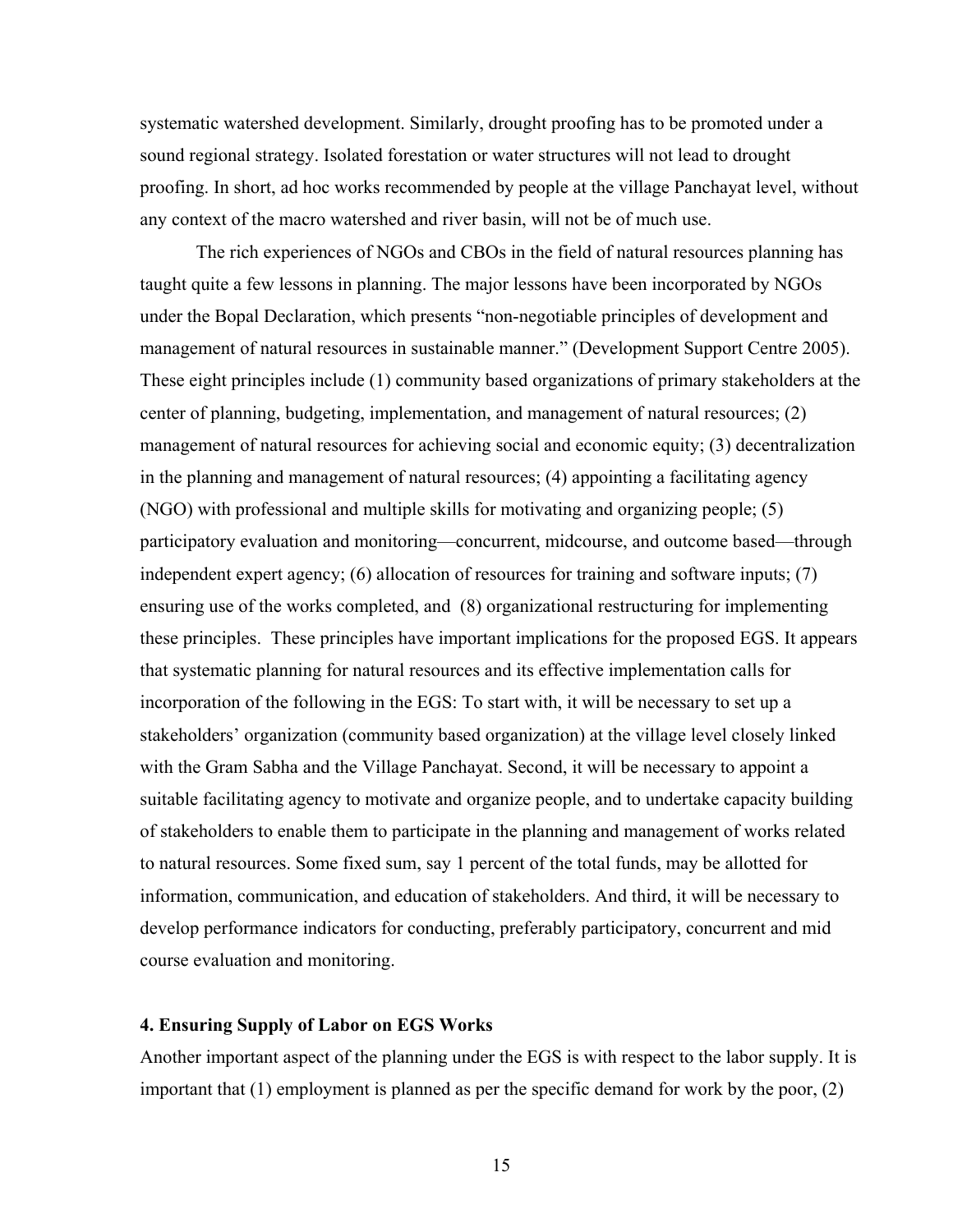systematic watershed development. Similarly, drought proofing has to be promoted under a sound regional strategy. Isolated forestation or water structures will not lead to drought proofing. In short, ad hoc works recommended by people at the village Panchayat level, without any context of the macro watershed and river basin, will not be of much use.

The rich experiences of NGOs and CBOs in the field of natural resources planning has taught quite a few lessons in planning. The major lessons have been incorporated by NGOs under the Bopal Declaration, which presents "non-negotiable principles of development and management of natural resources in sustainable manner." (Development Support Centre 2005). These eight principles include (1) community based organizations of primary stakeholders at the center of planning, budgeting, implementation, and management of natural resources; (2) management of natural resources for achieving social and economic equity; (3) decentralization in the planning and management of natural resources; (4) appointing a facilitating agency (NGO) with professional and multiple skills for motivating and organizing people; (5) participatory evaluation and monitoring—concurrent, midcourse, and outcome based—through independent expert agency; (6) allocation of resources for training and software inputs; (7) ensuring use of the works completed, and (8) organizational restructuring for implementing these principles. These principles have important implications for the proposed EGS. It appears that systematic planning for natural resources and its effective implementation calls for incorporation of the following in the EGS: To start with, it will be necessary to set up a stakeholders' organization (community based organization) at the village level closely linked with the Gram Sabha and the Village Panchayat. Second, it will be necessary to appoint a suitable facilitating agency to motivate and organize people, and to undertake capacity building of stakeholders to enable them to participate in the planning and management of works related to natural resources. Some fixed sum, say 1 percent of the total funds, may be allotted for information, communication, and education of stakeholders. And third, it will be necessary to develop performance indicators for conducting, preferably participatory, concurrent and mid course evaluation and monitoring.

### 4. Ensuring Supply of Labor on EGS Works

Another important aspect of the planning under the EGS is with respect to the labor supply. It is important that (1) employment is planned as per the specific demand for work by the poor, (2)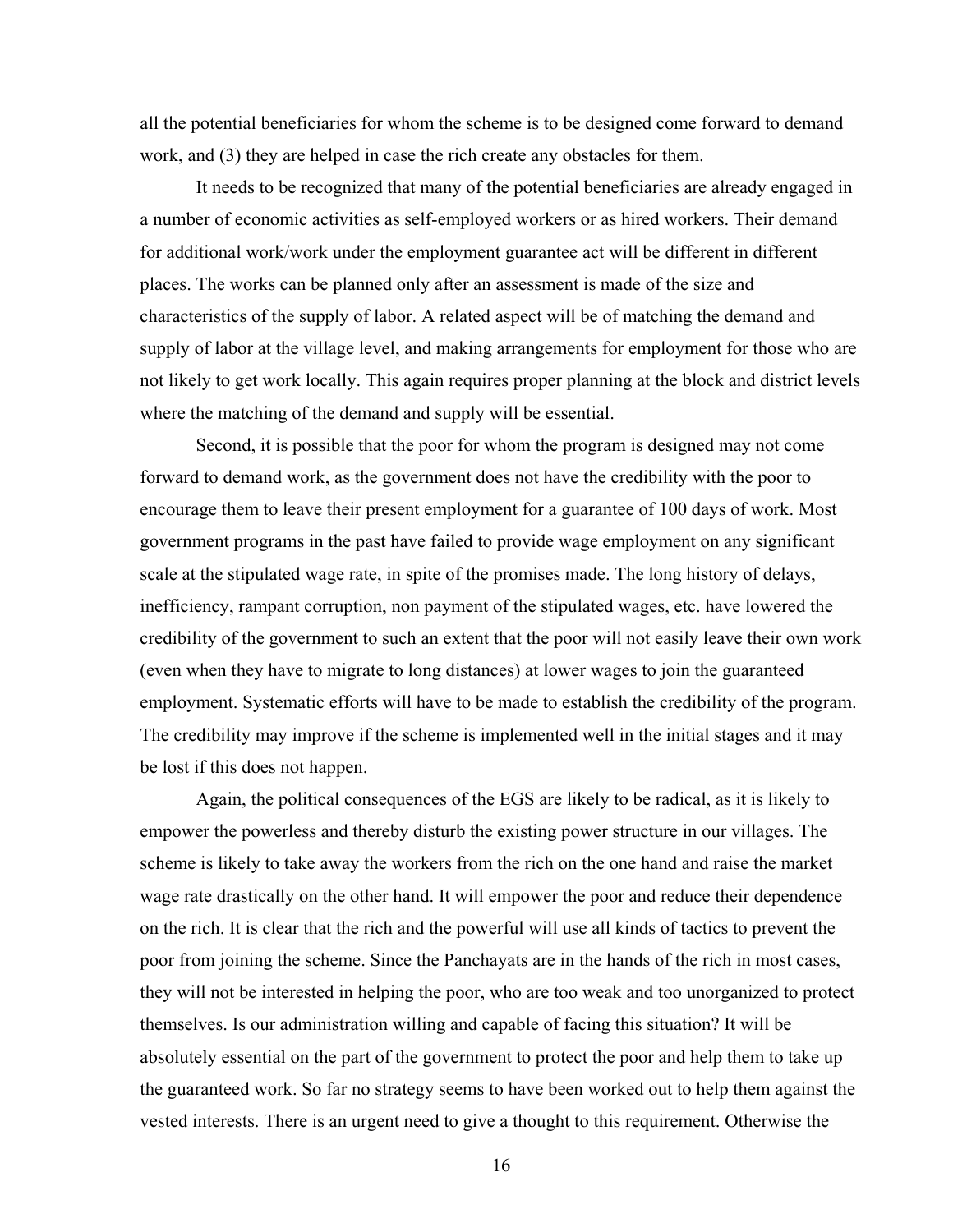all the potential beneficiaries for whom the scheme is to be designed come forward to demand work, and (3) they are helped in case the rich create any obstacles for them.

It needs to be recognized that many of the potential beneficiaries are already engaged in a number of economic activities as self-employed workers or as hired workers. Their demand for additional work/work under the employment guarantee act will be different in different places. The works can be planned only after an assessment is made of the size and characteristics of the supply of labor. A related aspect will be of matching the demand and supply of labor at the village level, and making arrangements for employment for those who are not likely to get work locally. This again requires proper planning at the block and district levels where the matching of the demand and supply will be essential.

Second, it is possible that the poor for whom the program is designed may not come forward to demand work, as the government does not have the credibility with the poor to encourage them to leave their present employment for a guarantee of 100 days of work. Most government programs in the past have failed to provide wage employment on any significant scale at the stipulated wage rate, in spite of the promises made. The long history of delays, inefficiency, rampant corruption, non payment of the stipulated wages, etc. have lowered the credibility of the government to such an extent that the poor will not easily leave their own work (even when they have to migrate to long distances) at lower wages to join the guaranteed employment. Systematic efforts will have to be made to establish the credibility of the program. The credibility may improve if the scheme is implemented well in the initial stages and it may be lost if this does not happen.

Again, the political consequences of the EGS are likely to be radical, as it is likely to empower the powerless and thereby disturb the existing power structure in our villages. The scheme is likely to take away the workers from the rich on the one hand and raise the market wage rate drastically on the other hand. It will empower the poor and reduce their dependence on the rich. It is clear that the rich and the powerful will use all kinds of tactics to prevent the poor from joining the scheme. Since the Panchayats are in the hands of the rich in most cases, they will not be interested in helping the poor, who are too weak and too unorganized to protect themselves. Is our administration willing and capable of facing this situation? It will be absolutely essential on the part of the government to protect the poor and help them to take up the guaranteed work. So far no strategy seems to have been worked out to help them against the vested interests. There is an urgent need to give a thought to this requirement. Otherwise the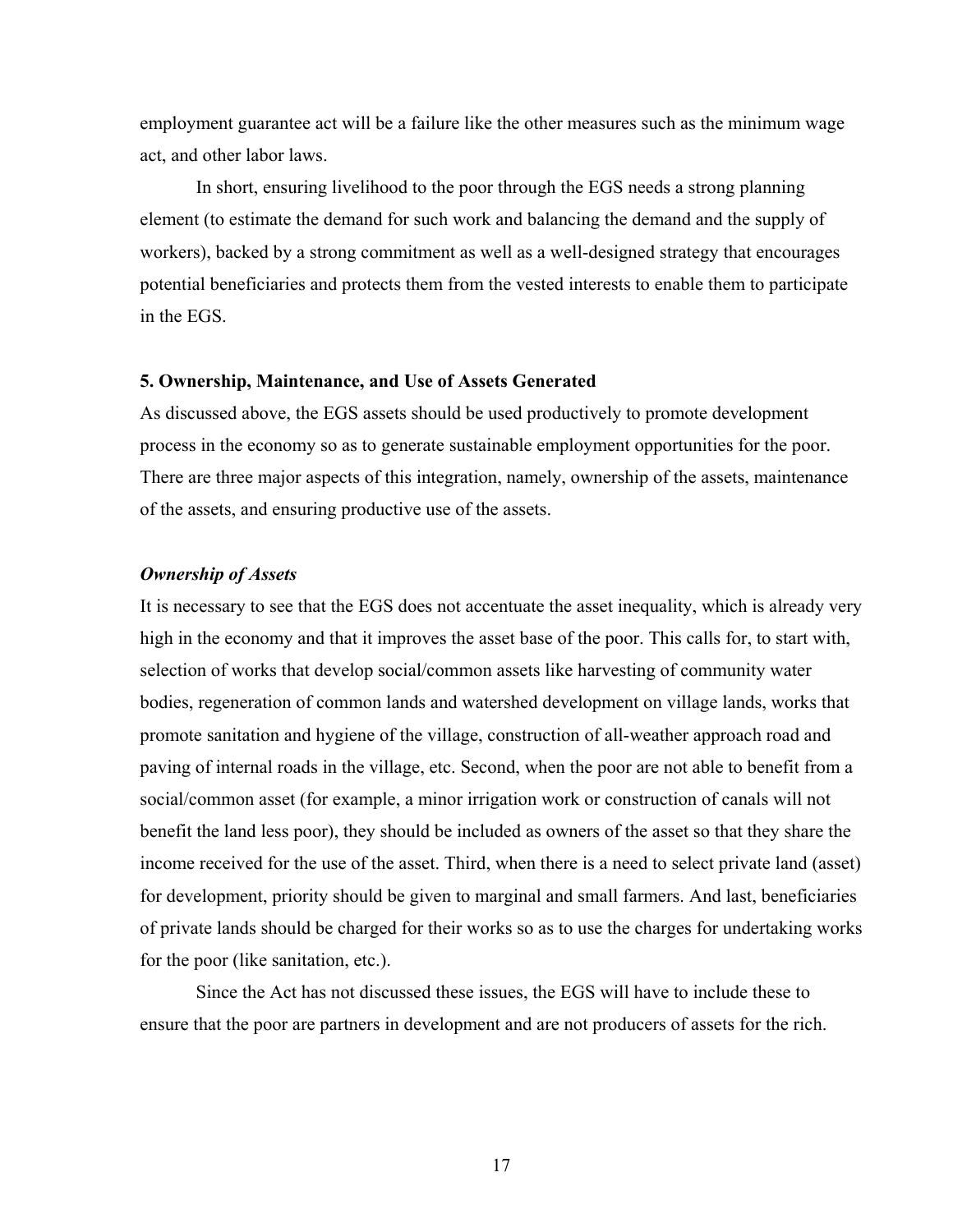employment guarantee act will be a failure like the other measures such as the minimum wage act, and other labor laws.

In short, ensuring livelihood to the poor through the EGS needs a strong planning element (to estimate the demand for such work and balancing the demand and the supply of workers), backed by a strong commitment as well as a well-designed strategy that encourages potential beneficiaries and protects them from the vested interests to enable them to participate in the EGS.

**5. Ownership, Maintenance, and Use of Assets Generated**

As discussed above, the EGS assets should be used productively to promote development process in the economy so as to generate sustainable employment opportunities for the poor. There are three major aspects of this integration, namely, ownership of the assets, maintenance of the assets, and ensuring productive use of the assets.

***Ownership of Assets***

It is necessary to see that the EGS does not accentuate the asset inequality, which is already very high in the economy and that it improves the asset base of the poor. This calls for, to start with, selection of works that develop social/common assets like harvesting of community water bodies, regeneration of common lands and watershed development on village lands, works that promote sanitation and hygiene of the village, construction of all-weather approach road and paving of internal roads in the village, etc. Second, when the poor are not able to benefit from a social/common asset (for example, a minor irrigation work or construction of canals will not benefit the land less poor), they should be included as owners of the asset so that they share the income received for the use of the asset. Third, when there is a need to select private land (asset) for development, priority should be given to marginal and small farmers. And last, beneficiaries of private lands should be charged for their works so as to use the charges for undertaking works for the poor (like sanitation, etc.).

Since the Act has not discussed these issues, the EGS will have to include these to ensure that the poor are partners in development and are not producers of assets for the rich.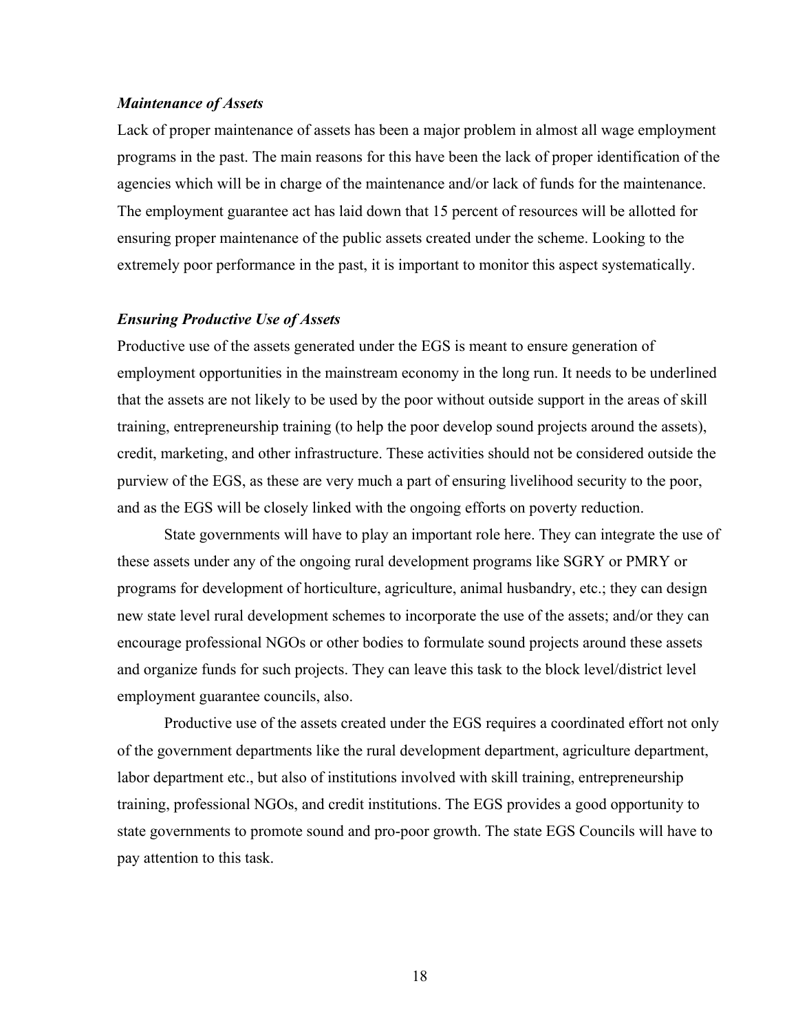### *Maintenance of Assets*

Lack of proper maintenance of assets has been a major problem in almost all wage employment programs in the past. The main reasons for this have been the lack of proper identification of the agencies which will be in charge of the maintenance and/or lack of funds for the maintenance. The employment guarantee act has laid down that 15 percent of resources will be allotted for ensuring proper maintenance of the public assets created under the scheme. Looking to the extremely poor performance in the past, it is important to monitor this aspect systematically.

### *Ensuring Productive Use of Assets*

Productive use of the assets generated under the EGS is meant to ensure generation of employment opportunities in the mainstream economy in the long run. It needs to be underlined that the assets are not likely to be used by the poor without outside support in the areas of skill training, entrepreneurship training (to help the poor develop sound projects around the assets), credit, marketing, and other infrastructure. These activities should not be considered outside the purview of the EGS, as these are very much a part of ensuring livelihood security to the poor, and as the EGS will be closely linked with the ongoing efforts on poverty reduction.

State governments will have to play an important role here. They can integrate the use of these assets under any of the ongoing rural development programs like SGRY or PMRY or programs for development of horticulture, agriculture, animal husbandry, etc.; they can design new state level rural development schemes to incorporate the use of the assets; and/or they can encourage professional NGOs or other bodies to formulate sound projects around these assets and organize funds for such projects. They can leave this task to the block level/district level employment guarantee councils, also.

Productive use of the assets created under the EGS requires a coordinated effort not only of the government departments like the rural development department, agriculture department, labor department etc., but also of institutions involved with skill training, entrepreneurship training, professional NGOs, and credit institutions. The EGS provides a good opportunity to state governments to promote sound and pro-poor growth. The state EGS Councils will have to pay attention to this task.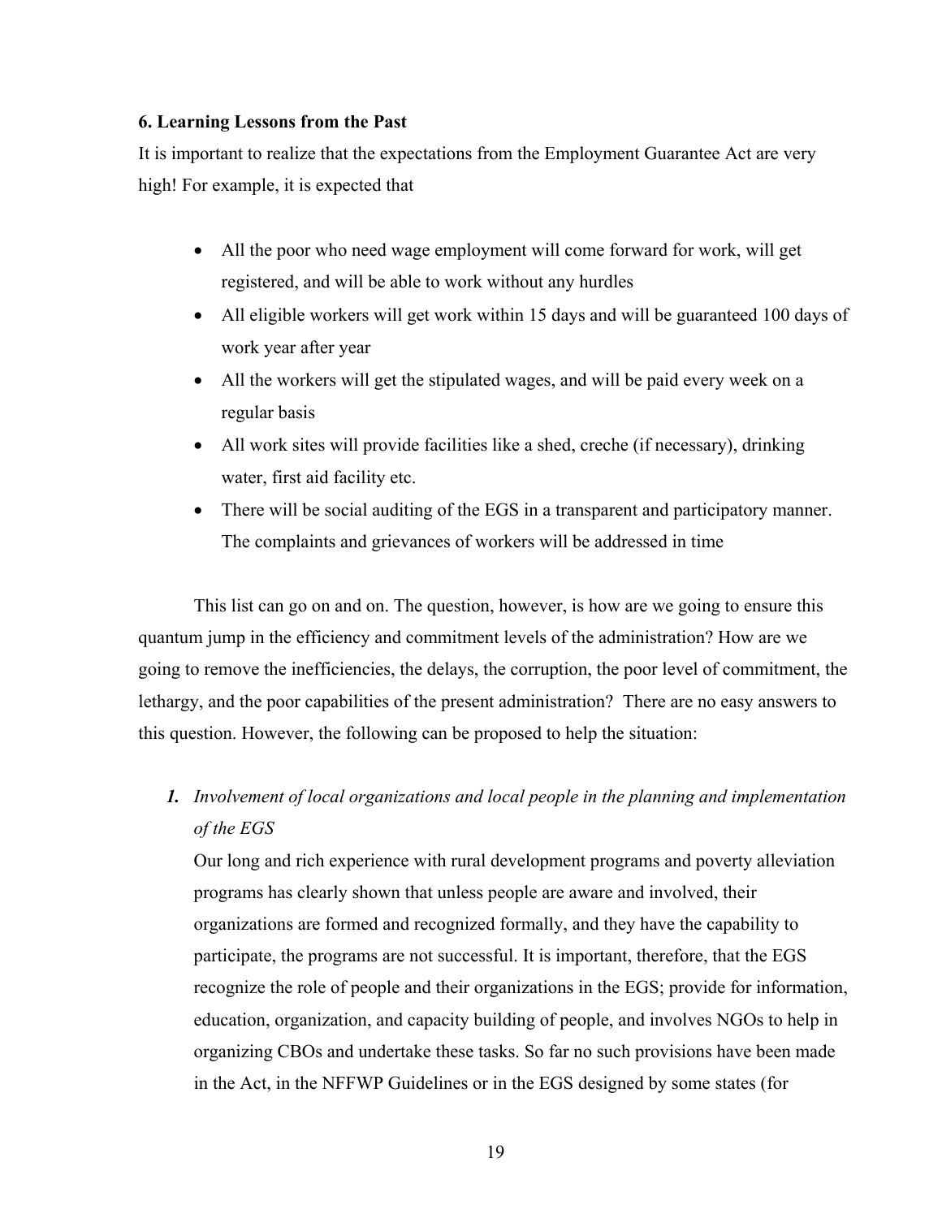### 6. Learning Lessons from the Past

It is important to realize that the expectations from the Employment Guarantee Act are very high! For example, it is expected that

- All the poor who need wage employment will come forward for work, will get registered, and will be able to work without any hurdles
- All eligible workers will get work within 15 days and will be guaranteed 100 days of work year after year
- All the workers will get the stipulated wages, and will be paid every week on a regular basis
- All work sites will provide facilities like a shed, creche (if necessary), drinking water, first aid facility etc.
- There will be social auditing of the EGS in a transparent and participatory manner. The complaints and grievances of workers will be addressed in time

This list can go on and on. The question, however, is how are we going to ensure this quantum jump in the efficiency and commitment levels of the administration? How are we going to remove the inefficiencies, the delays, the corruption, the poor level of commitment, the lethargy, and the poor capabilities of the present administration? There are no easy answers to this question. However, the following can be proposed to help the situation:

1. ***Involvement of local organizations and local people in the planning and implementation of the EGS***

   Our long and rich experience with rural development programs and poverty alleviation programs has clearly shown that unless people are aware and involved, their organizations are formed and recognized formally, and they have the capability to participate, the programs are not successful. It is important, therefore, that the EGS recognize the role of people and their organizations in the EGS; provide for information, education, organization, and capacity building of people, and involves NGOs to help in organizing CBOs and undertake these tasks. So far no such provisions have been made in the Act, in the NFFWP Guidelines or in the EGS designed by some states (for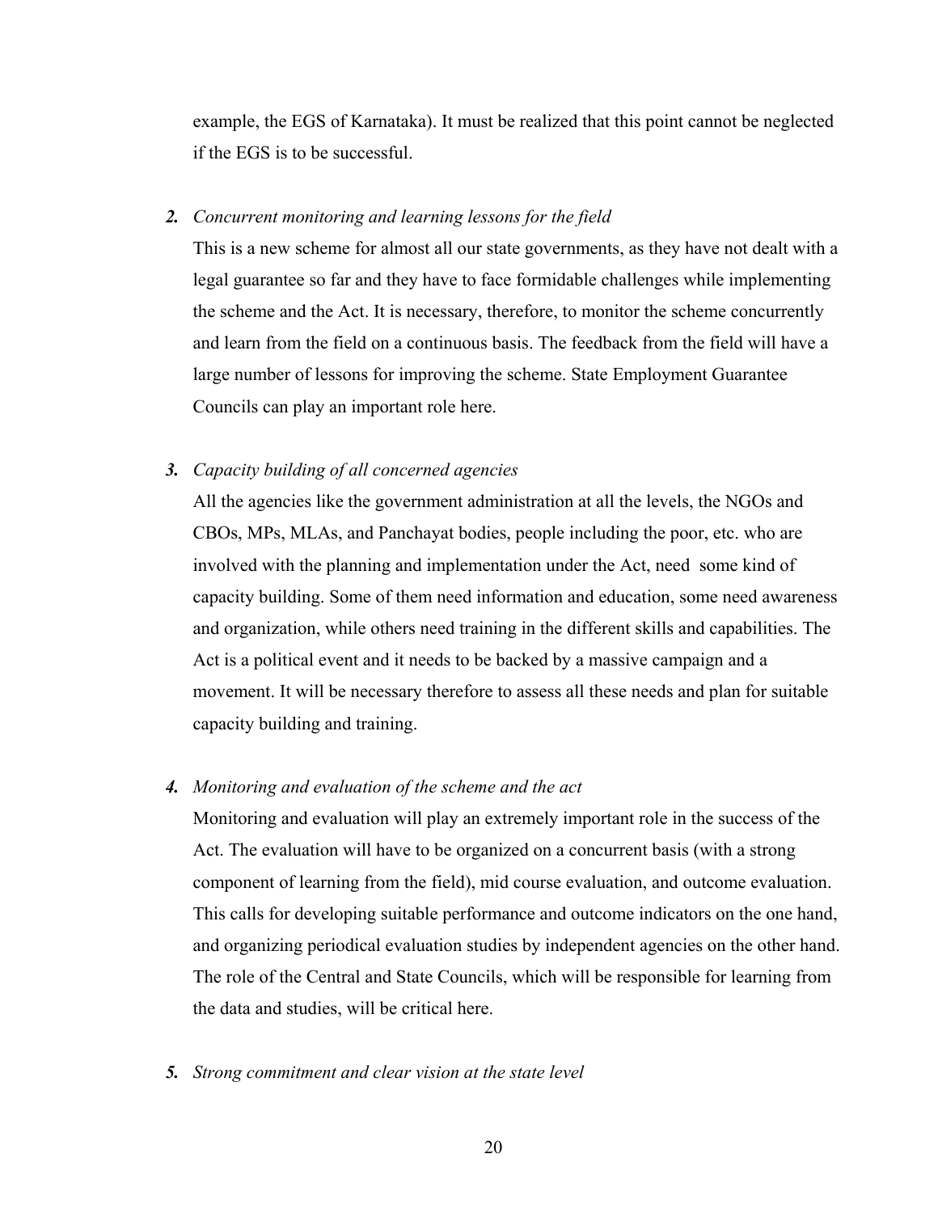example, the EGS of Karnataka). It must be realized that this point cannot be neglected if the EGS is to be successful.

2. ***Concurrent monitoring and learning lessons for the field***

   This is a new scheme for almost all our state governments, as they have not dealt with a legal guarantee so far and they have to face formidable challenges while implementing the scheme and the Act. It is necessary, therefore, to monitor the scheme concurrently and learn from the field on a continuous basis. The feedback from the field will have a large number of lessons for improving the scheme. State Employment Guarantee Councils can play an important role here.

3. ***Capacity building of all concerned agencies***

   All the agencies like the government administration at all the levels, the NGOs and CBOs, MPs, MLAs, and Panchayat bodies, people including the poor, etc. who are involved with the planning and implementation under the Act, need some kind of capacity building. Some of them need information and education, some need awareness and organization, while others need training in the different skills and capabilities. The Act is a political event and it needs to be backed by a massive campaign and a movement. It will be necessary therefore to assess all these needs and plan for suitable capacity building and training.

4. ***Monitoring and evaluation of the scheme and the act***

   Monitoring and evaluation will play an extremely important role in the success of the Act. The evaluation will have to be organized on a concurrent basis (with a strong component of learning from the field), mid course evaluation, and outcome evaluation. This calls for developing suitable performance and outcome indicators on the one hand, and organizing periodical evaluation studies by independent agencies on the other hand. The role of the Central and State Councils, which will be responsible for learning from the data and studies, will be critical here.

5. ***Strong commitment and clear vision at the state level***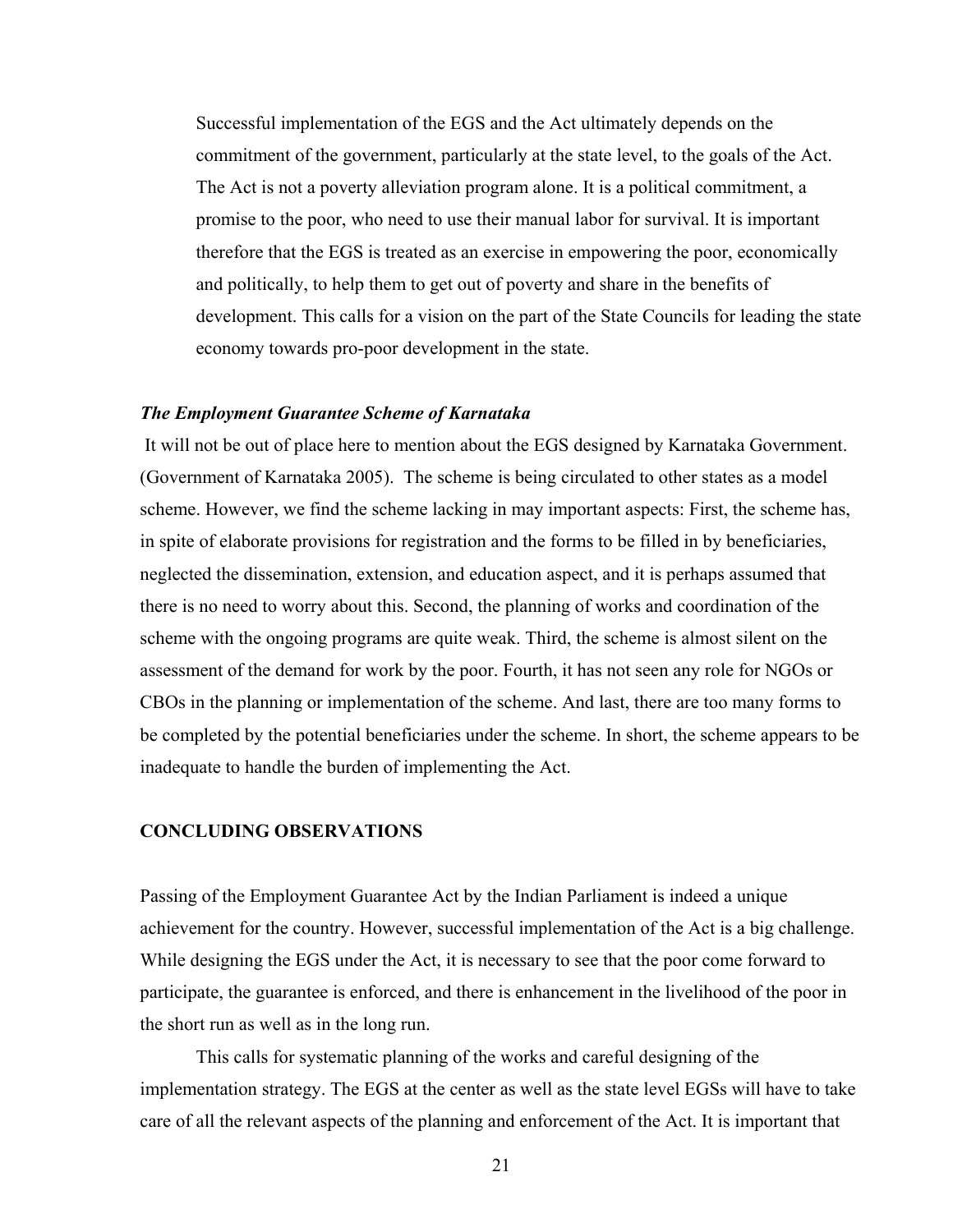Successful implementation of the EGS and the Act ultimately depends on the commitment of the government, particularly at the state level, to the goals of the Act. The Act is not a poverty alleviation program alone. It is a political commitment, a promise to the poor, who need to use their manual labor for survival. It is important therefore that the EGS is treated as an exercise in empowering the poor, economically and politically, to help them to get out of poverty and share in the benefits of development. This calls for a vision on the part of the State Councils for leading the state economy towards pro-poor development in the state.

***The Employment Guarantee Scheme of Karnataka***

It will not be out of place here to mention about the EGS designed by Karnataka Government. (Government of Karnataka 2005). The scheme is being circulated to other states as a model scheme. However, we find the scheme lacking in may important aspects: First, the scheme has, in spite of elaborate provisions for registration and the forms to be filled in by beneficiaries, neglected the dissemination, extension, and education aspect, and it is perhaps assumed that there is no need to worry about this. Second, the planning of works and coordination of the scheme with the ongoing programs are quite weak. Third, the scheme is almost silent on the assessment of the demand for work by the poor. Fourth, it has not seen any role for NGOs or CBOs in the planning or implementation of the scheme. And last, there are too many forms to be completed by the potential beneficiaries under the scheme. In short, the scheme appears to be inadequate to handle the burden of implementing the Act.

## CONCLUDING OBSERVATIONS

Passing of the Employment Guarantee Act by the Indian Parliament is indeed a unique achievement for the country. However, successful implementation of the Act is a big challenge. While designing the EGS under the Act, it is necessary to see that the poor come forward to participate, the guarantee is enforced, and there is enhancement in the livelihood of the poor in the short run as well as in the long run.

This calls for systematic planning of the works and careful designing of the implementation strategy. The EGS at the center as well as the state level EGSs will have to take care of all the relevant aspects of the planning and enforcement of the Act. It is important that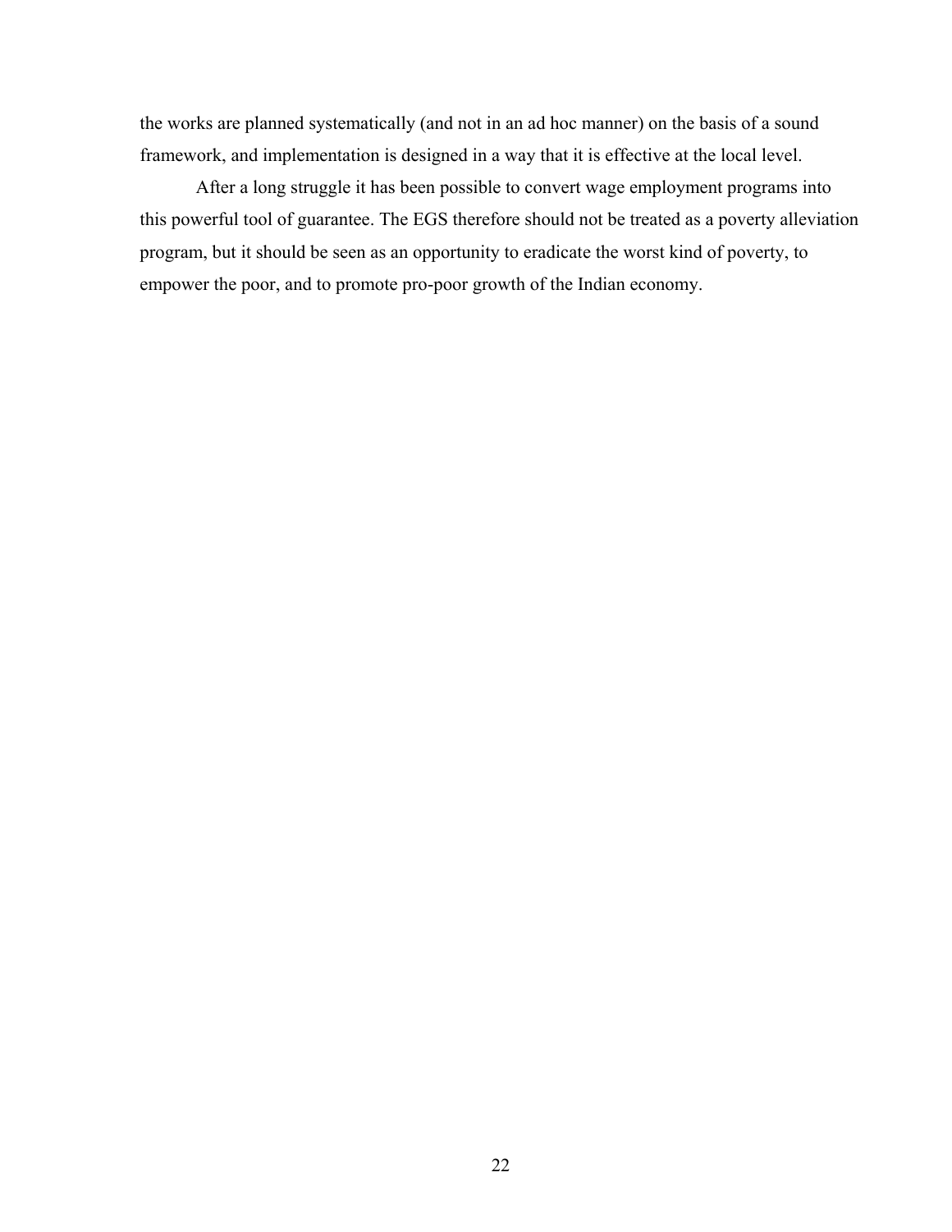the works are planned systematically (and not in an ad hoc manner) on the basis of a sound framework, and implementation is designed in a way that it is effective at the local level.

After a long struggle it has been possible to convert wage employment programs into this powerful tool of guarantee. The EGS therefore should not be treated as a poverty alleviation program, but it should be seen as an opportunity to eradicate the worst kind of poverty, to empower the poor, and to promote pro-poor growth of the Indian economy.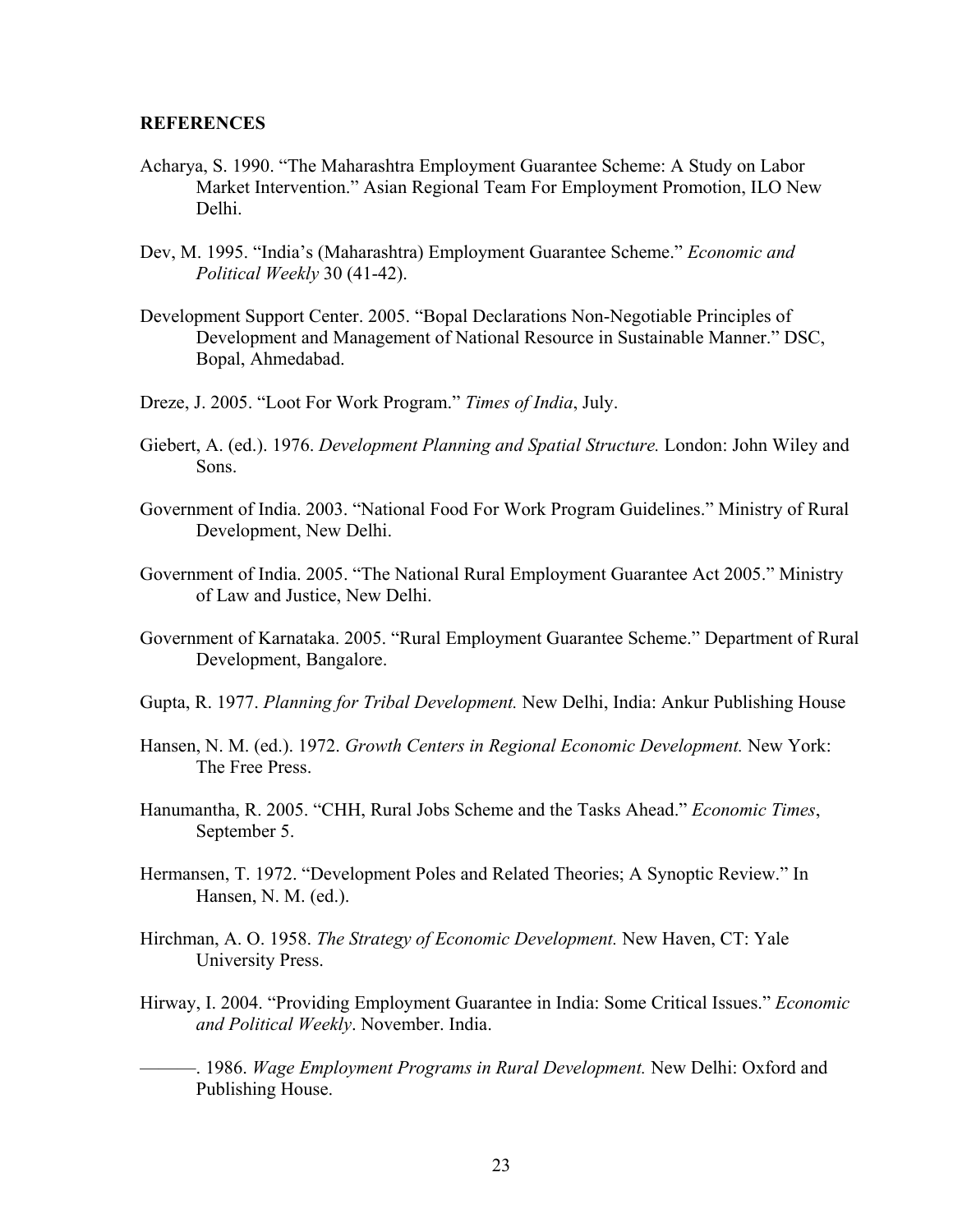**REFERENCES**

Acharya, S. 1990. "The Maharashtra Employment Guarantee Scheme: A Study on Labor Market Intervention." Asian Regional Team For Employment Promotion, ILO New Delhi.

Dev, M. 1995. "India's (Maharashtra) Employment Guarantee Scheme." *Economic and Political Weekly* 30 (41-42).

Development Support Center. 2005. "Bopal Declarations Non-Negotiable Principles of Development and Management of National Resource in Sustainable Manner." DSC, Bopal, Ahmedabad.

Dreze, J. 2005. "Loot For Work Program." *Times of India*, July.

Giebert, A. (ed.). 1976. *Development Planning and Spatial Structure.* London: John Wiley and Sons.

Government of India. 2003. "National Food For Work Program Guidelines." Ministry of Rural Development, New Delhi.

Government of India. 2005. "The National Rural Employment Guarantee Act 2005." Ministry of Law and Justice, New Delhi.

Government of Karnataka. 2005. "Rural Employment Guarantee Scheme." Department of Rural Development, Bangalore.

Gupta, R. 1977. *Planning for Tribal Development.* New Delhi, India: Ankur Publishing House

Hansen, N. M. (ed.). 1972. *Growth Centers in Regional Economic Development.* New York: The Free Press.

Hanumantha, R. 2005. "CHH, Rural Jobs Scheme and the Tasks Ahead." *Economic Times*, September 5.

Hermansen, T. 1972. "Development Poles and Related Theories; A Synoptic Review." In Hansen, N. M. (ed.).

Hirchman, A. O. 1958. *The Strategy of Economic Development.* New Haven, CT: Yale University Press.

Hirway, I. 2004. "Providing Employment Guarantee in India: Some Critical Issues." *Economic and Political Weekly*. November. India.

———. 1986. *Wage Employment Programs in Rural Development.* New Delhi: Oxford and Publishing House.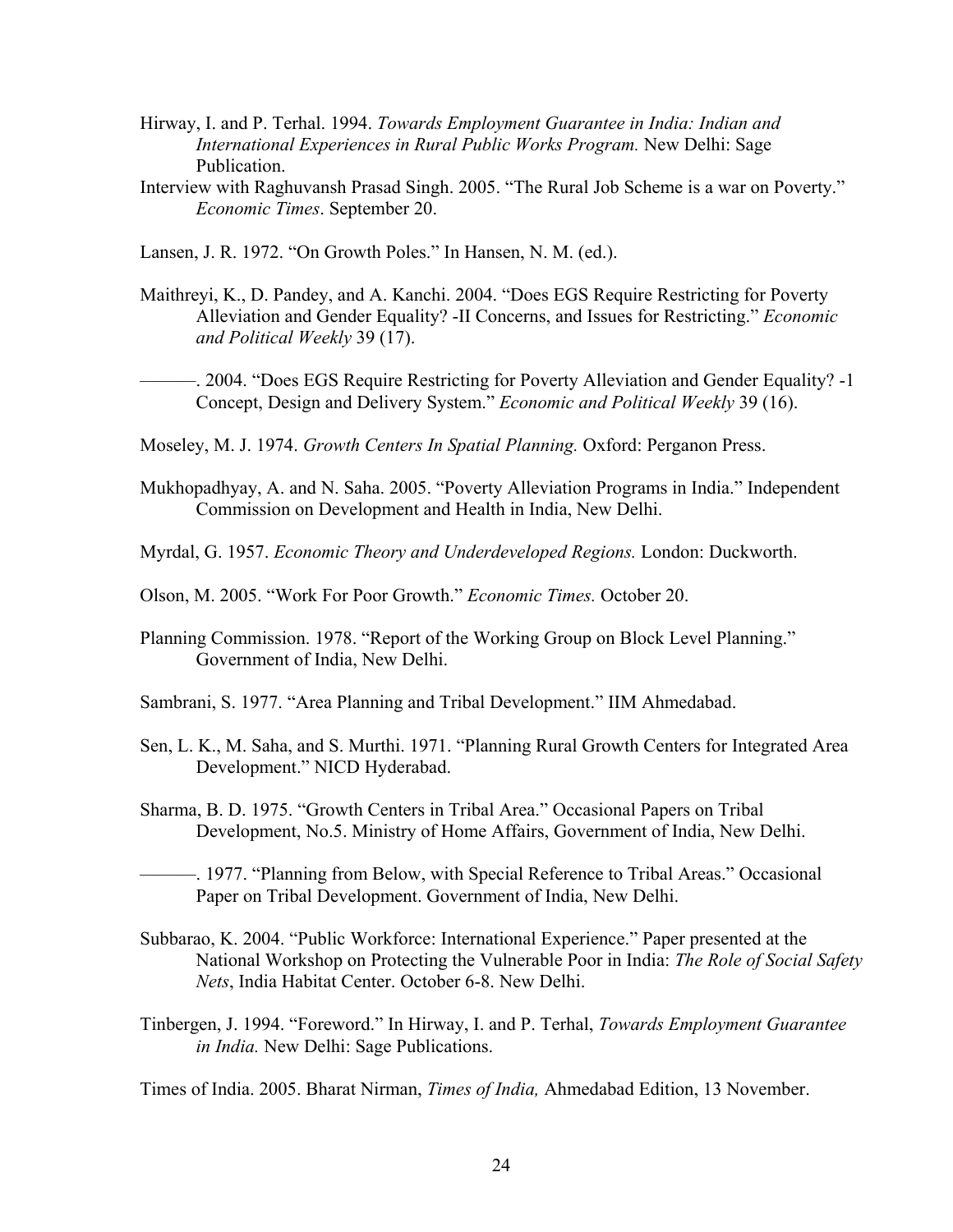Hirway, I. and P. Terhal. 1994. *Towards Employment Guarantee in India: Indian and International Experiences in Rural Public Works Program.* New Delhi: Sage Publication.

Interview with Raghuvansh Prasad Singh. 2005. "The Rural Job Scheme is a war on Poverty." *Economic Times*. September 20.

Lansen, J. R. 1972. "On Growth Poles." In Hansen, N. M. (ed.).

Maithreyi, K., D. Pandey, and A. Kanchi. 2004. "Does EGS Require Restricting for Poverty Alleviation and Gender Equality? -II Concerns, and Issues for Restricting." *Economic and Political Weekly* 39 (17).

———. 2004. "Does EGS Require Restricting for Poverty Alleviation and Gender Equality? -1 Concept, Design and Delivery System." *Economic and Political Weekly* 39 (16).

Moseley, M. J. 1974. *Growth Centers In Spatial Planning.* Oxford: Perganon Press.

Mukhopadhyay, A. and N. Saha. 2005. "Poverty Alleviation Programs in India." Independent Commission on Development and Health in India, New Delhi.

Myrdal, G. 1957. *Economic Theory and Underdeveloped Regions.* London: Duckworth.

Olson, M. 2005. "Work For Poor Growth." *Economic Times.* October 20.

Planning Commission. 1978. "Report of the Working Group on Block Level Planning." Government of India, New Delhi.

Sambrani, S. 1977. "Area Planning and Tribal Development." IIM Ahmedabad.

Sen, L. K., M. Saha, and S. Murthi. 1971. "Planning Rural Growth Centers for Integrated Area Development." NICD Hyderabad.

Sharma, B. D. 1975. "Growth Centers in Tribal Area." Occasional Papers on Tribal Development, No.5. Ministry of Home Affairs, Government of India, New Delhi.

———. 1977. "Planning from Below, with Special Reference to Tribal Areas." Occasional Paper on Tribal Development. Government of India, New Delhi.

Subbarao, K. 2004. "Public Workforce: International Experience." Paper presented at the National Workshop on Protecting the Vulnerable Poor in India: *The Role of Social Safety Nets*, India Habitat Center. October 6-8. New Delhi.

Tinbergen, J. 1994. "Foreword." In Hirway, I. and P. Terhal, *Towards Employment Guarantee in India.* New Delhi: Sage Publications.

Times of India. 2005. Bharat Nirman, *Times of India,* Ahmedabad Edition, 13 November.